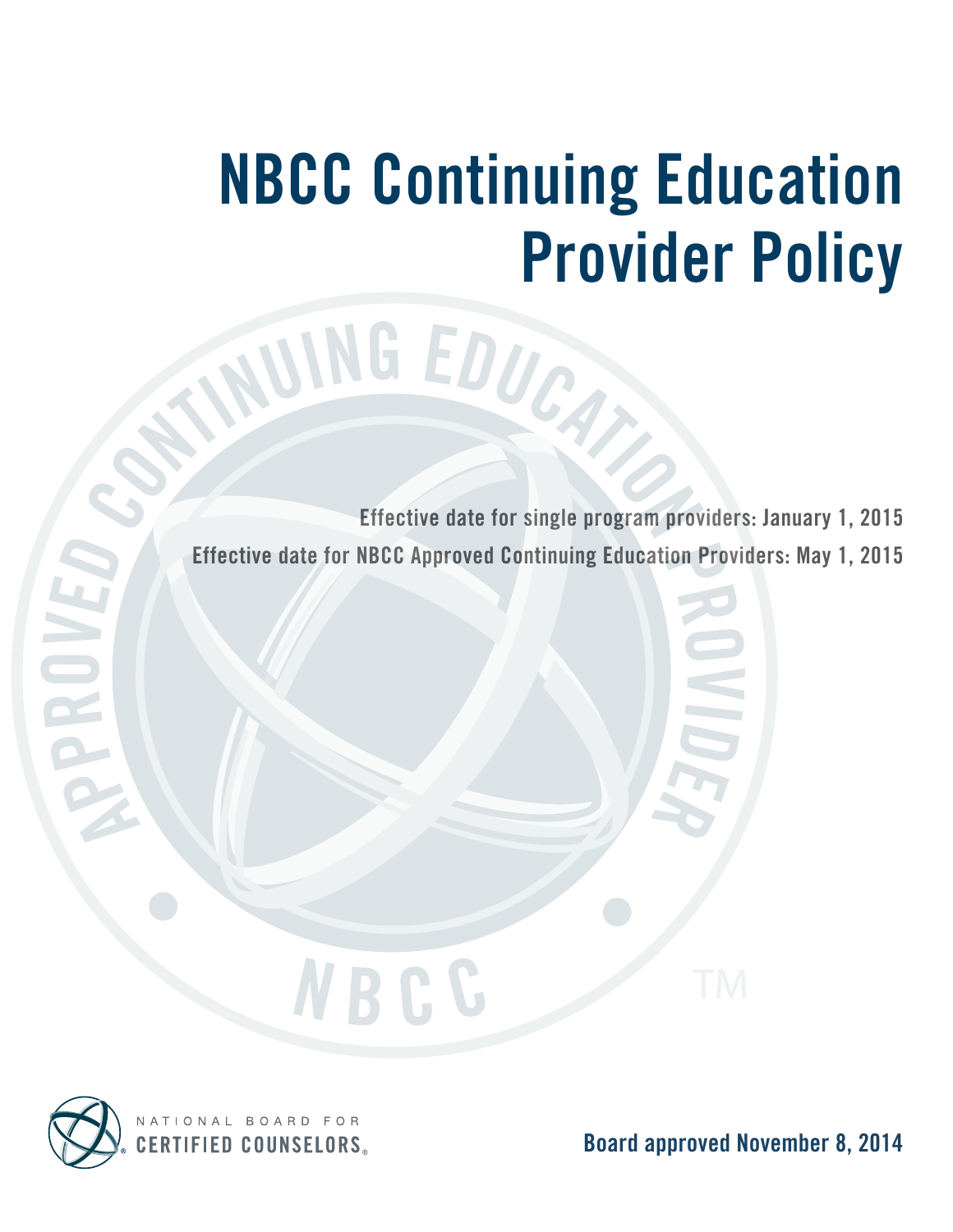# NBCC Continuing Education Provider Policy

Effective date for single program providers: January 1, 2015

Effective date for NBCC Approved Continuing Education Providers: May 1, 2015

NATIONAL BOARD FOR CERTIFIED COUNSELORS

Board approved November 8, 2014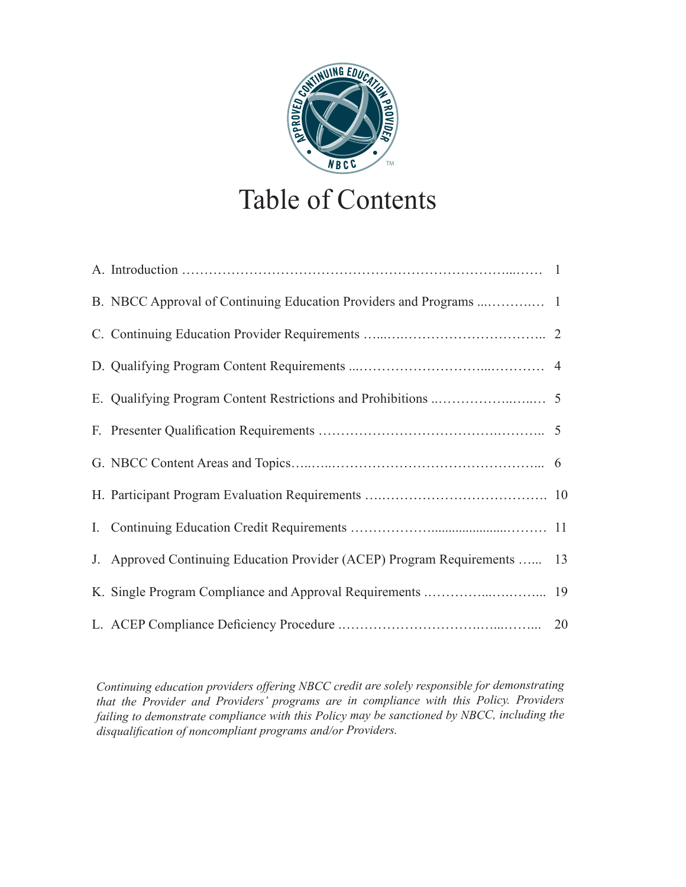# Table of Contents

| | |
|---|---|
| A. Introduction | 1 |
| B. NBCC Approval of Continuing Education Providers and Programs | 1 |
| C. Continuing Education Provider Requirements | 2 |
| D. Qualifying Program Content Requirements | 4 |
| E. Qualifying Program Content Restrictions and Prohibitions | 5 |
| F. Presenter Qualification Requirements | 5 |
| G. NBCC Content Areas and Topics | 6 |
| H. Participant Program Evaluation Requirements | 10 |
| I. Continuing Education Credit Requirements | 11 |
| J. Approved Continuing Education Provider (ACEP) Program Requirements | 13 |
| K. Single Program Compliance and Approval Requirements | 19 |
| L. ACEP Compliance Deficiency Procedure | 20 |

*Continuing education providers offering NBCC credit are solely responsible for demonstrating that the Provider and Providers' programs are in compliance with this Policy. Providers failing to demonstrate compliance with this Policy may be sanctioned by NBCC, including the disqualification of noncompliant programs and/or Providers.*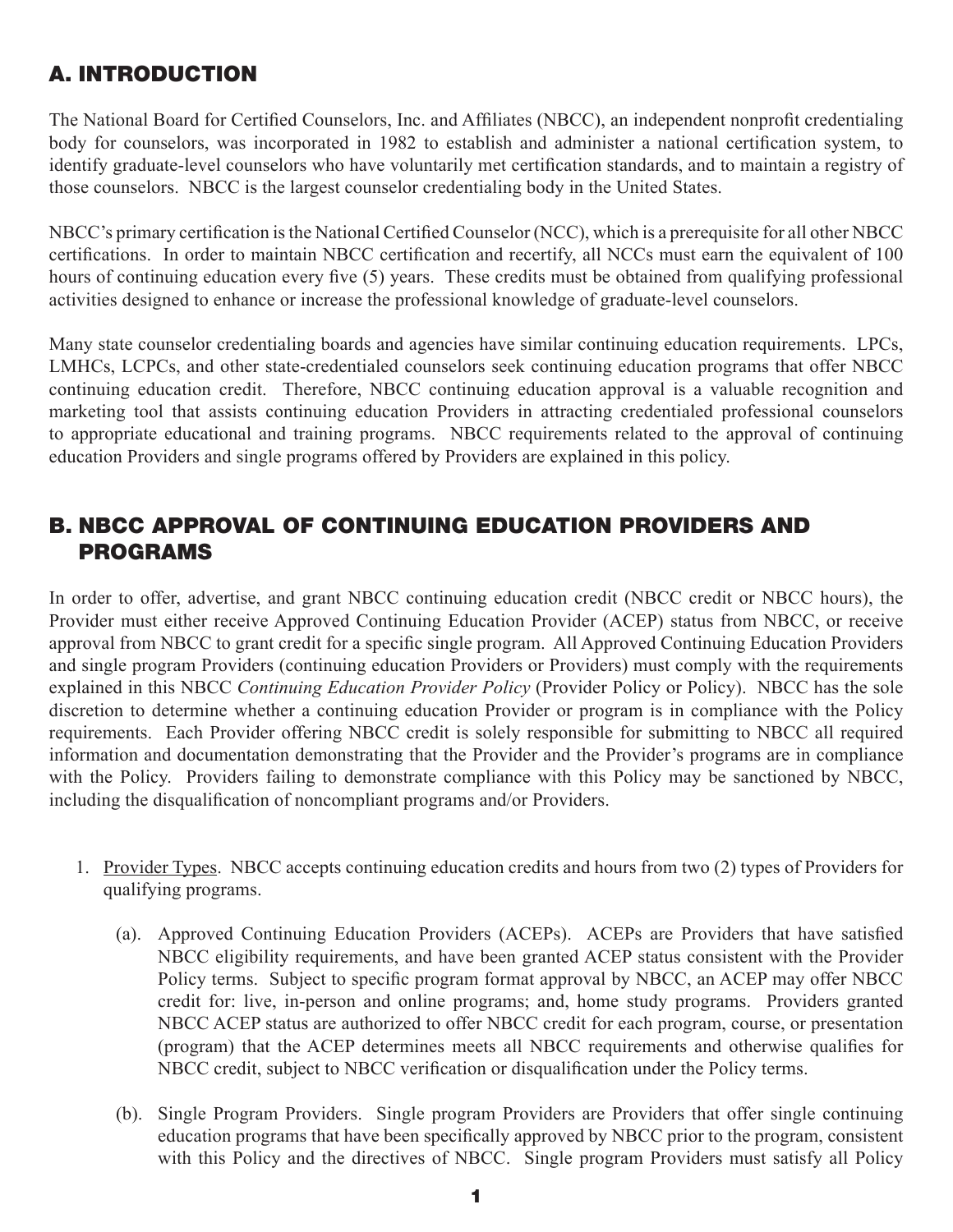## A. INTRODUCTION

The National Board for Certified Counselors, Inc. and Affiliates (NBCC), an independent nonprofit credentialing body for counselors, was incorporated in 1982 to establish and administer a national certification system, to identify graduate-level counselors who have voluntarily met certification standards, and to maintain a registry of those counselors. NBCC is the largest counselor credentialing body in the United States.

NBCC's primary certification is the National Certified Counselor (NCC), which is a prerequisite for all other NBCC certifications. In order to maintain NBCC certification and recertify, all NCCs must earn the equivalent of 100 hours of continuing education every five (5) years. These credits must be obtained from qualifying professional activities designed to enhance or increase the professional knowledge of graduate-level counselors.

Many state counselor credentialing boards and agencies have similar continuing education requirements. LPCs, LMHCs, LCPCs, and other state-credentialed counselors seek continuing education programs that offer NBCC continuing education credit. Therefore, NBCC continuing education approval is a valuable recognition and marketing tool that assists continuing education Providers in attracting credentialed professional counselors to appropriate educational and training programs. NBCC requirements related to the approval of continuing education Providers and single programs offered by Providers are explained in this policy.

## B. NBCC APPROVAL OF CONTINUING EDUCATION PROVIDERS AND PROGRAMS

In order to offer, advertise, and grant NBCC continuing education credit (NBCC credit or NBCC hours), the Provider must either receive Approved Continuing Education Provider (ACEP) status from NBCC, or receive approval from NBCC to grant credit for a specific single program. All Approved Continuing Education Providers and single program Providers (continuing education Providers or Providers) must comply with the requirements explained in this NBCC *Continuing Education Provider Policy* (Provider Policy or Policy). NBCC has the sole discretion to determine whether a continuing education Provider or program is in compliance with the Policy requirements. Each Provider offering NBCC credit is solely responsible for submitting to NBCC all required information and documentation demonstrating that the Provider and the Provider's programs are in compliance with the Policy. Providers failing to demonstrate compliance with this Policy may be sanctioned by NBCC, including the disqualification of noncompliant programs and/or Providers.

1. Provider Types. NBCC accepts continuing education credits and hours from two (2) types of Providers for qualifying programs.

   (a). Approved Continuing Education Providers (ACEPs). ACEPs are Providers that have satisfied NBCC eligibility requirements, and have been granted ACEP status consistent with the Provider Policy terms. Subject to specific program format approval by NBCC, an ACEP may offer NBCC credit for: live, in-person and online programs; and, home study programs. Providers granted NBCC ACEP status are authorized to offer NBCC credit for each program, course, or presentation (program) that the ACEP determines meets all NBCC requirements and otherwise qualifies for NBCC credit, subject to NBCC verification or disqualification under the Policy terms.

   (b). Single Program Providers. Single program Providers are Providers that offer single continuing education programs that have been specifically approved by NBCC prior to the program, consistent with this Policy and the directives of NBCC. Single program Providers must satisfy all Policy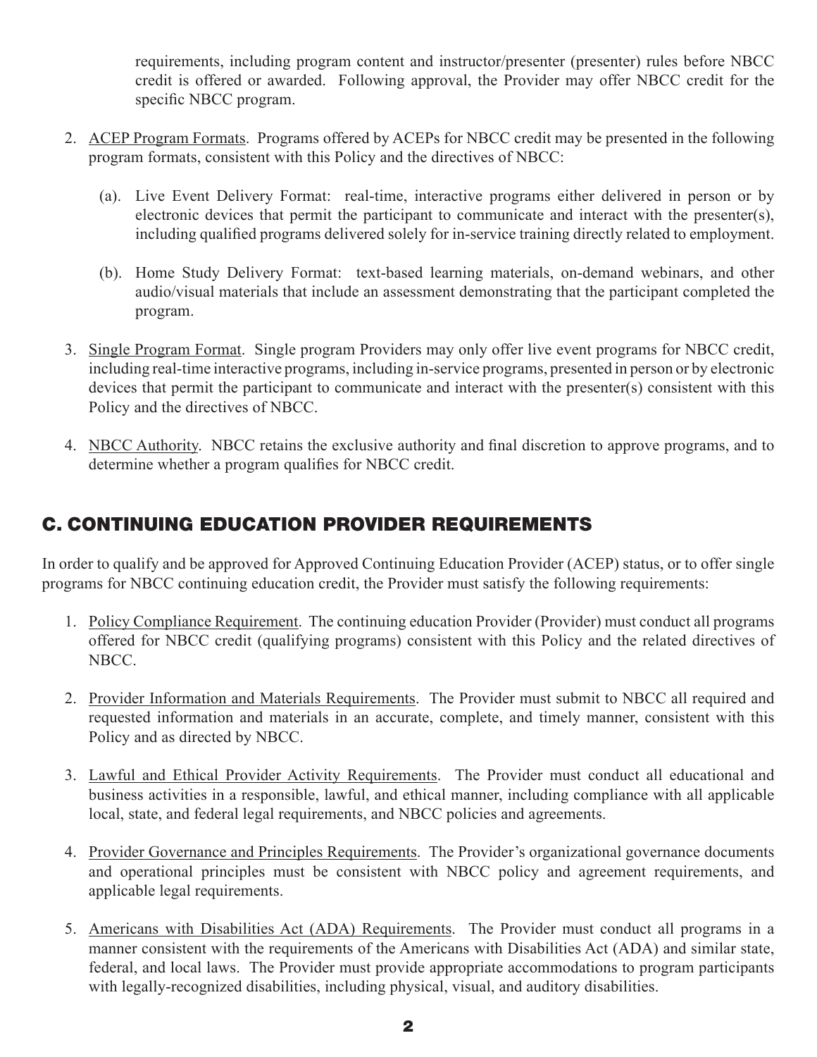requirements, including program content and instructor/presenter (presenter) rules before NBCC credit is offered or awarded. Following approval, the Provider may offer NBCC credit for the specific NBCC program.

2. ACEP Program Formats. Programs offered by ACEPs for NBCC credit may be presented in the following program formats, consistent with this Policy and the directives of NBCC:

   (a). Live Event Delivery Format: real-time, interactive programs either delivered in person or by electronic devices that permit the participant to communicate and interact with the presenter(s), including qualified programs delivered solely for in-service training directly related to employment.

   (b). Home Study Delivery Format: text-based learning materials, on-demand webinars, and other audio/visual materials that include an assessment demonstrating that the participant completed the program.

3. Single Program Format. Single program Providers may only offer live event programs for NBCC credit, including real-time interactive programs, including in-service programs, presented in person or by electronic devices that permit the participant to communicate and interact with the presenter(s) consistent with this Policy and the directives of NBCC.

4. NBCC Authority. NBCC retains the exclusive authority and final discretion to approve programs, and to determine whether a program qualifies for NBCC credit.

## C. CONTINUING EDUCATION PROVIDER REQUIREMENTS

In order to qualify and be approved for Approved Continuing Education Provider (ACEP) status, or to offer single programs for NBCC continuing education credit, the Provider must satisfy the following requirements:

1. Policy Compliance Requirement. The continuing education Provider (Provider) must conduct all programs offered for NBCC credit (qualifying programs) consistent with this Policy and the related directives of NBCC.

2. Provider Information and Materials Requirements. The Provider must submit to NBCC all required and requested information and materials in an accurate, complete, and timely manner, consistent with this Policy and as directed by NBCC.

3. Lawful and Ethical Provider Activity Requirements. The Provider must conduct all educational and business activities in a responsible, lawful, and ethical manner, including compliance with all applicable local, state, and federal legal requirements, and NBCC policies and agreements.

4. Provider Governance and Principles Requirements. The Provider's organizational governance documents and operational principles must be consistent with NBCC policy and agreement requirements, and applicable legal requirements.

5. Americans with Disabilities Act (ADA) Requirements. The Provider must conduct all programs in a manner consistent with the requirements of the Americans with Disabilities Act (ADA) and similar state, federal, and local laws. The Provider must provide appropriate accommodations to program participants with legally-recognized disabilities, including physical, visual, and auditory disabilities.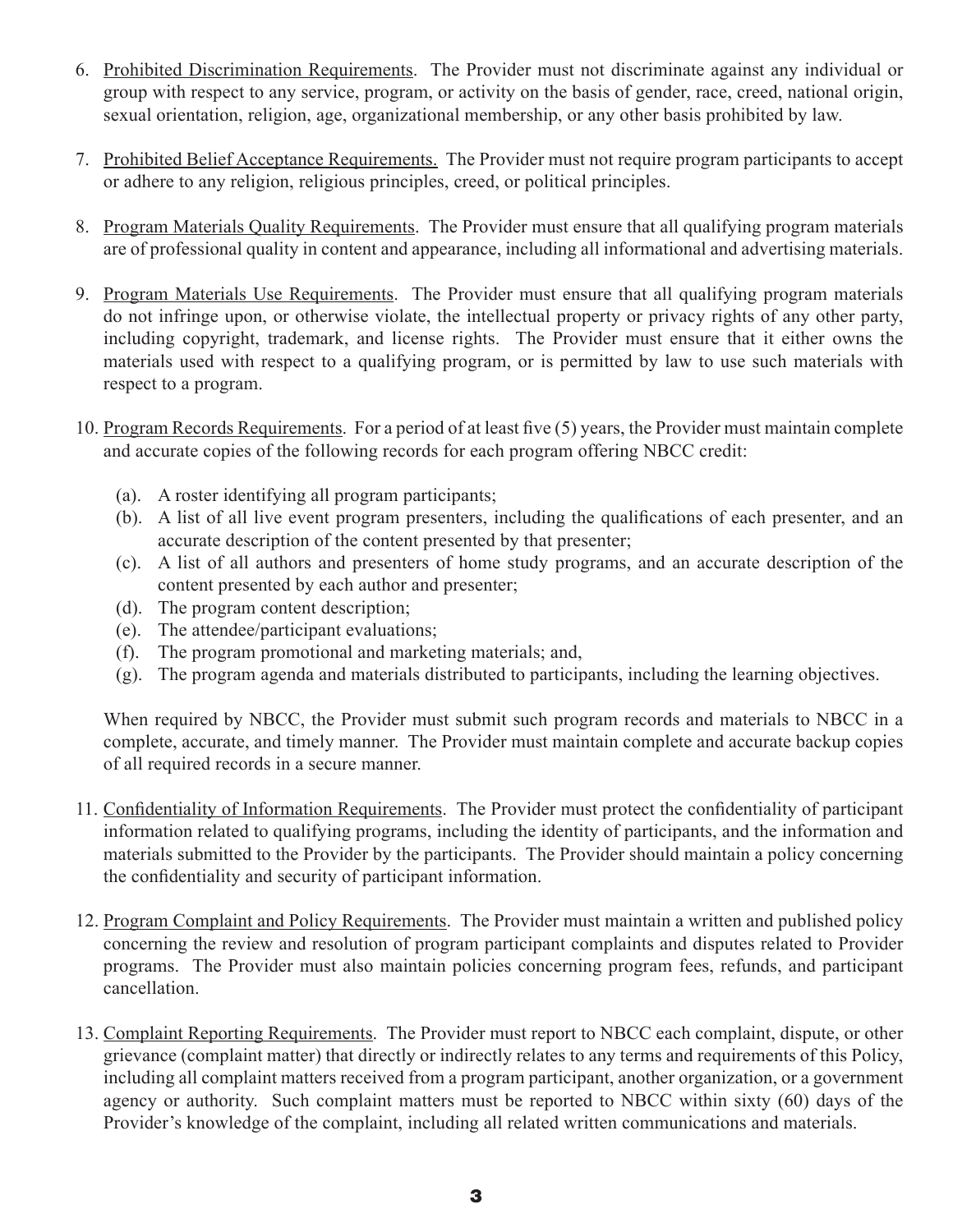6. Prohibited Discrimination Requirements. The Provider must not discriminate against any individual or group with respect to any service, program, or activity on the basis of gender, race, creed, national origin, sexual orientation, religion, age, organizational membership, or any other basis prohibited by law.

7. Prohibited Belief Acceptance Requirements. The Provider must not require program participants to accept or adhere to any religion, religious principles, creed, or political principles.

8. Program Materials Quality Requirements. The Provider must ensure that all qualifying program materials are of professional quality in content and appearance, including all informational and advertising materials.

9. Program Materials Use Requirements. The Provider must ensure that all qualifying program materials do not infringe upon, or otherwise violate, the intellectual property or privacy rights of any other party, including copyright, trademark, and license rights. The Provider must ensure that it either owns the materials used with respect to a qualifying program, or is permitted by law to use such materials with respect to a program.

10. Program Records Requirements. For a period of at least five (5) years, the Provider must maintain complete and accurate copies of the following records for each program offering NBCC credit:

    (a). A roster identifying all program participants;
    (b). A list of all live event program presenters, including the qualifications of each presenter, and an accurate description of the content presented by that presenter;
    (c). A list of all authors and presenters of home study programs, and an accurate description of the content presented by each author and presenter;
    (d). The program content description;
    (e). The attendee/participant evaluations;
    (f). The program promotional and marketing materials; and,
    (g). The program agenda and materials distributed to participants, including the learning objectives.

    When required by NBCC, the Provider must submit such program records and materials to NBCC in a complete, accurate, and timely manner. The Provider must maintain complete and accurate backup copies of all required records in a secure manner.

11. Confidentiality of Information Requirements. The Provider must protect the confidentiality of participant information related to qualifying programs, including the identity of participants, and the information and materials submitted to the Provider by the participants. The Provider should maintain a policy concerning the confidentiality and security of participant information.

12. Program Complaint and Policy Requirements. The Provider must maintain a written and published policy concerning the review and resolution of program participant complaints and disputes related to Provider programs. The Provider must also maintain policies concerning program fees, refunds, and participant cancellation.

13. Complaint Reporting Requirements. The Provider must report to NBCC each complaint, dispute, or other grievance (complaint matter) that directly or indirectly relates to any terms and requirements of this Policy, including all complaint matters received from a program participant, another organization, or a government agency or authority. Such complaint matters must be reported to NBCC within sixty (60) days of the Provider's knowledge of the complaint, including all related written communications and materials.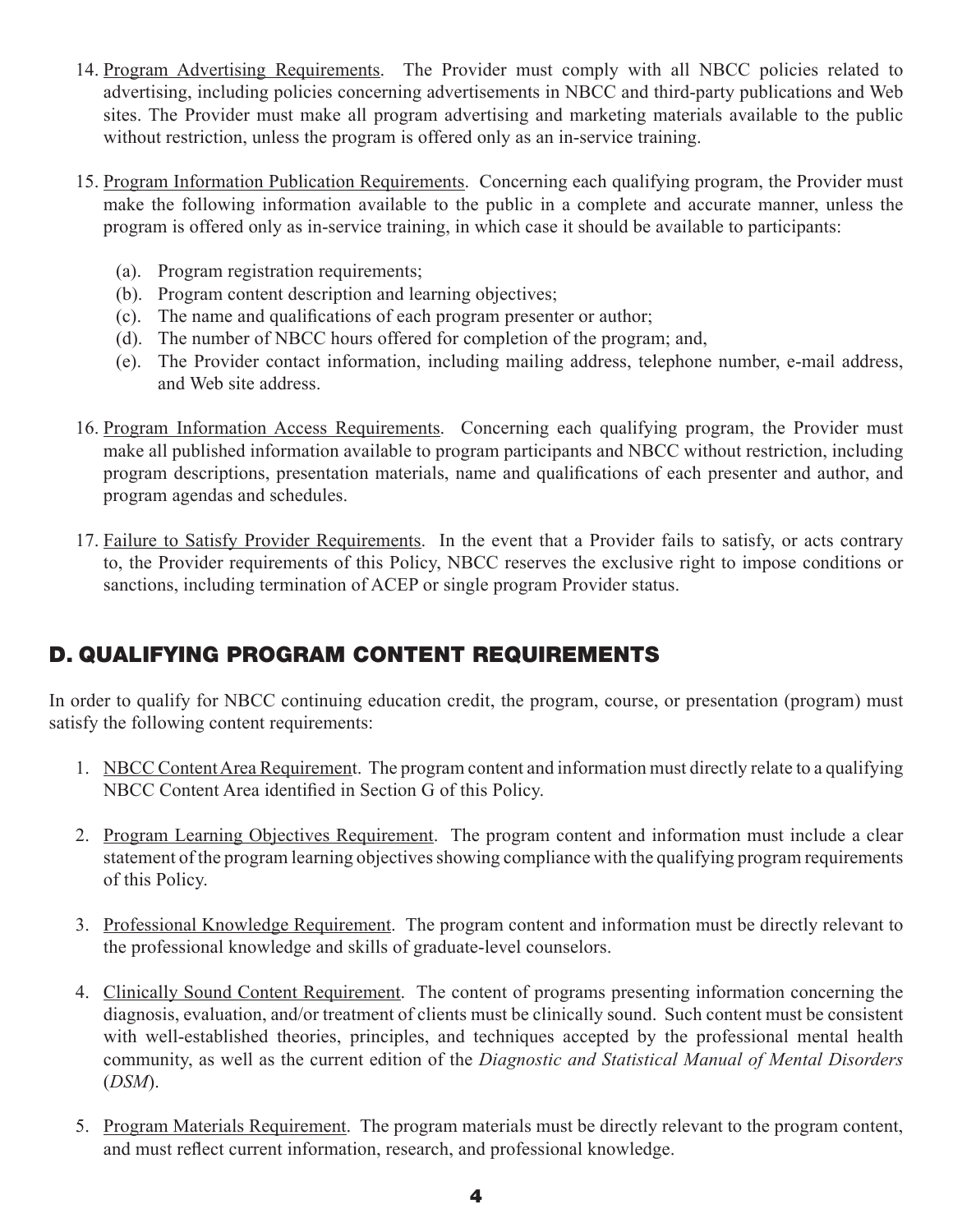14. Program Advertising Requirements. The Provider must comply with all NBCC policies related to advertising, including policies concerning advertisements in NBCC and third-party publications and Web sites. The Provider must make all program advertising and marketing materials available to the public without restriction, unless the program is offered only as an in-service training.

15. Program Information Publication Requirements. Concerning each qualifying program, the Provider must make the following information available to the public in a complete and accurate manner, unless the program is offered only as in-service training, in which case it should be available to participants:

    (a). Program registration requirements;
    (b). Program content description and learning objectives;
    (c). The name and qualifications of each program presenter or author;
    (d). The number of NBCC hours offered for completion of the program; and,
    (e). The Provider contact information, including mailing address, telephone number, e-mail address, and Web site address.

16. Program Information Access Requirements. Concerning each qualifying program, the Provider must make all published information available to program participants and NBCC without restriction, including program descriptions, presentation materials, name and qualifications of each presenter and author, and program agendas and schedules.

17. Failure to Satisfy Provider Requirements. In the event that a Provider fails to satisfy, or acts contrary to, the Provider requirements of this Policy, NBCC reserves the exclusive right to impose conditions or sanctions, including termination of ACEP or single program Provider status.

## D. QUALIFYING PROGRAM CONTENT REQUIREMENTS

In order to qualify for NBCC continuing education credit, the program, course, or presentation (program) must satisfy the following content requirements:

1. NBCC Content Area Requirement. The program content and information must directly relate to a qualifying NBCC Content Area identified in Section G of this Policy.

2. Program Learning Objectives Requirement. The program content and information must include a clear statement of the program learning objectives showing compliance with the qualifying program requirements of this Policy.

3. Professional Knowledge Requirement. The program content and information must be directly relevant to the professional knowledge and skills of graduate-level counselors.

4. Clinically Sound Content Requirement. The content of programs presenting information concerning the diagnosis, evaluation, and/or treatment of clients must be clinically sound. Such content must be consistent with well-established theories, principles, and techniques accepted by the professional mental health community, as well as the current edition of the *Diagnostic and Statistical Manual of Mental Disorders* (*DSM*).

5. Program Materials Requirement. The program materials must be directly relevant to the program content, and must reflect current information, research, and professional knowledge.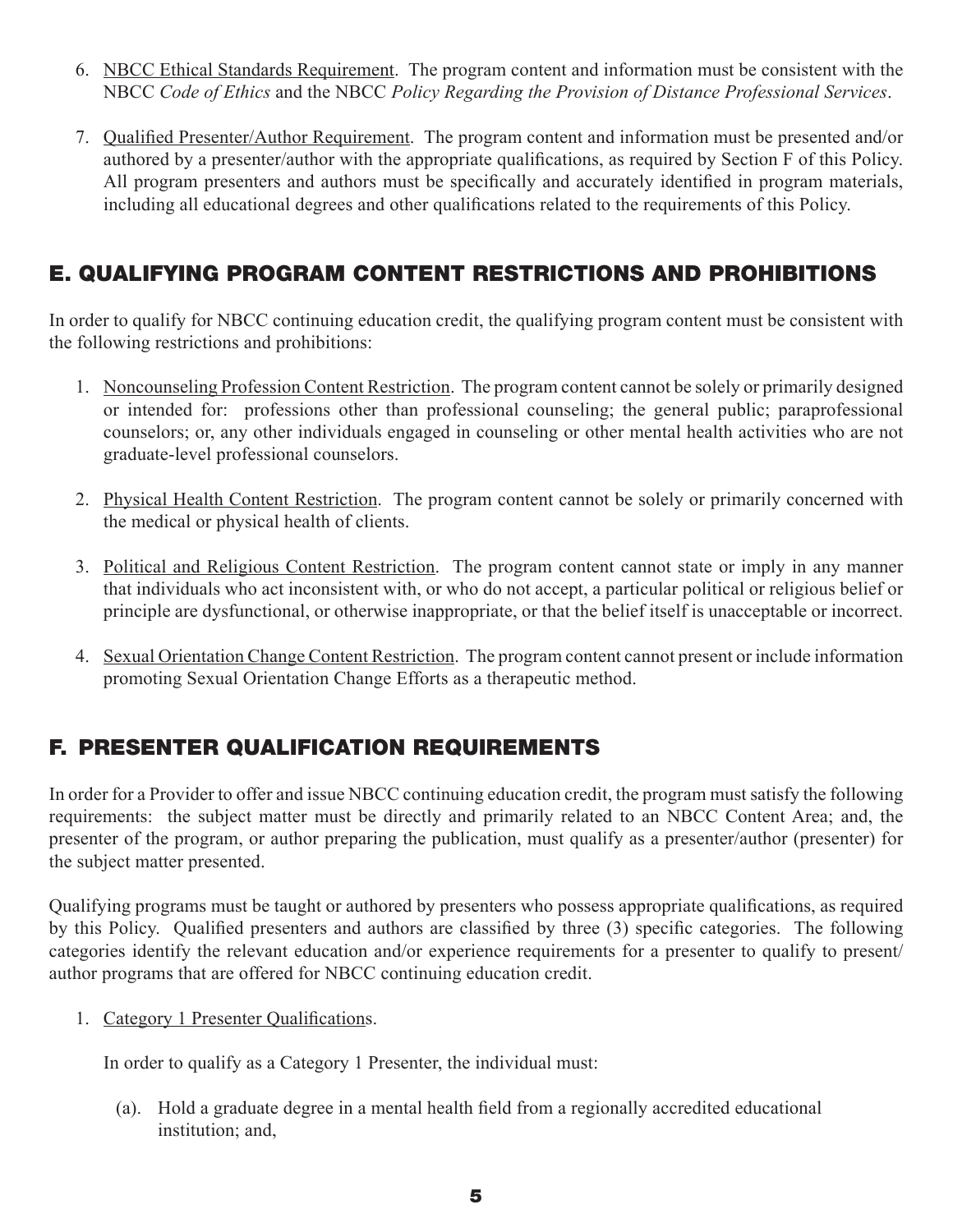6. NBCC Ethical Standards Requirement. The program content and information must be consistent with the NBCC *Code of Ethics* and the NBCC *Policy Regarding the Provision of Distance Professional Services*.

7. Qualified Presenter/Author Requirement. The program content and information must be presented and/or authored by a presenter/author with the appropriate qualifications, as required by Section F of this Policy. All program presenters and authors must be specifically and accurately identified in program materials, including all educational degrees and other qualifications related to the requirements of this Policy.

## E. QUALIFYING PROGRAM CONTENT RESTRICTIONS AND PROHIBITIONS

In order to qualify for NBCC continuing education credit, the qualifying program content must be consistent with the following restrictions and prohibitions:

1. Noncounseling Profession Content Restriction. The program content cannot be solely or primarily designed or intended for: professions other than professional counseling; the general public; paraprofessional counselors; or, any other individuals engaged in counseling or other mental health activities who are not graduate-level professional counselors.

2. Physical Health Content Restriction. The program content cannot be solely or primarily concerned with the medical or physical health of clients.

3. Political and Religious Content Restriction. The program content cannot state or imply in any manner that individuals who act inconsistent with, or who do not accept, a particular political or religious belief or principle are dysfunctional, or otherwise inappropriate, or that the belief itself is unacceptable or incorrect.

4. Sexual Orientation Change Content Restriction. The program content cannot present or include information promoting Sexual Orientation Change Efforts as a therapeutic method.

## F. PRESENTER QUALIFICATION REQUIREMENTS

In order for a Provider to offer and issue NBCC continuing education credit, the program must satisfy the following requirements: the subject matter must be directly and primarily related to an NBCC Content Area; and, the presenter of the program, or author preparing the publication, must qualify as a presenter/author (presenter) for the subject matter presented.

Qualifying programs must be taught or authored by presenters who possess appropriate qualifications, as required by this Policy. Qualified presenters and authors are classified by three (3) specific categories. The following categories identify the relevant education and/or experience requirements for a presenter to qualify to present/author programs that are offered for NBCC continuing education credit.

1. Category 1 Presenter Qualifications.

   In order to qualify as a Category 1 Presenter, the individual must:

   (a). Hold a graduate degree in a mental health field from a regionally accredited educational institution; and,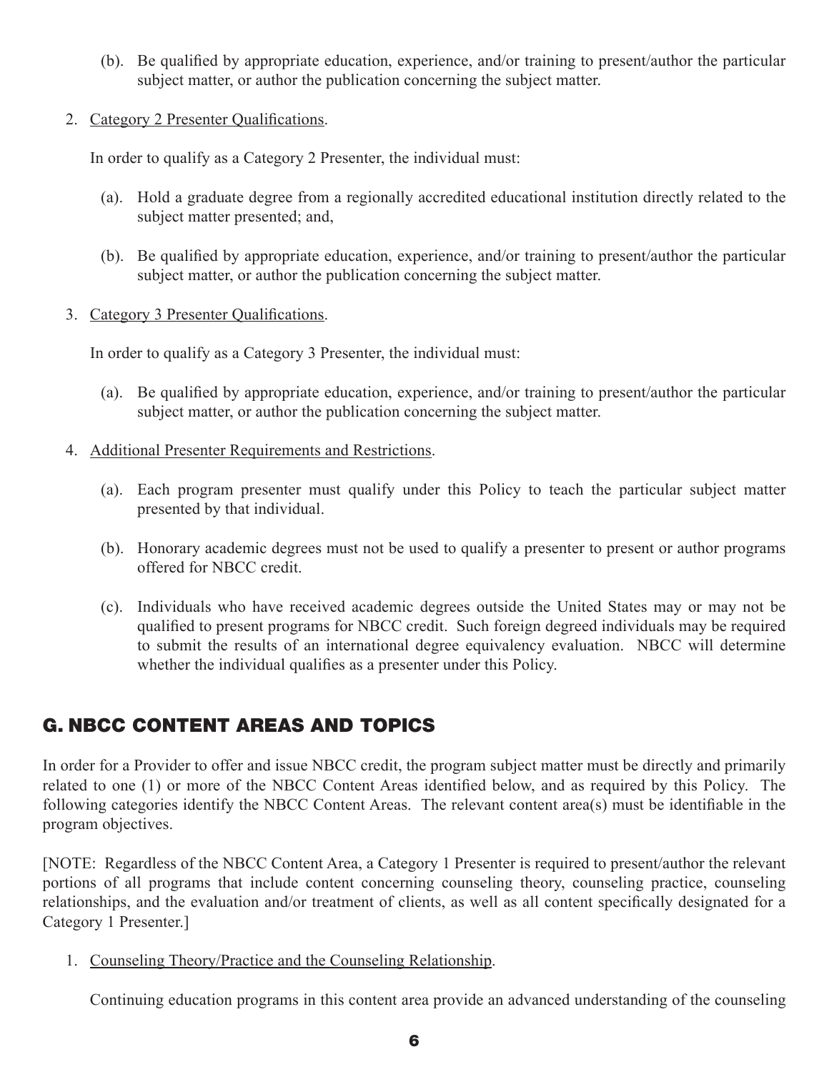(b). Be qualified by appropriate education, experience, and/or training to present/author the particular subject matter, or author the publication concerning the subject matter.

2. Category 2 Presenter Qualifications.

   In order to qualify as a Category 2 Presenter, the individual must:

   (a). Hold a graduate degree from a regionally accredited educational institution directly related to the subject matter presented; and,

   (b). Be qualified by appropriate education, experience, and/or training to present/author the particular subject matter, or author the publication concerning the subject matter.

3. Category 3 Presenter Qualifications.

   In order to qualify as a Category 3 Presenter, the individual must:

   (a). Be qualified by appropriate education, experience, and/or training to present/author the particular subject matter, or author the publication concerning the subject matter.

4. Additional Presenter Requirements and Restrictions.

   (a). Each program presenter must qualify under this Policy to teach the particular subject matter presented by that individual.

   (b). Honorary academic degrees must not be used to qualify a presenter to present or author programs offered for NBCC credit.

   (c). Individuals who have received academic degrees outside the United States may or may not be qualified to present programs for NBCC credit. Such foreign degreed individuals may be required to submit the results of an international degree equivalency evaluation. NBCC will determine whether the individual qualifies as a presenter under this Policy.

## G. NBCC CONTENT AREAS AND TOPICS

In order for a Provider to offer and issue NBCC credit, the program subject matter must be directly and primarily related to one (1) or more of the NBCC Content Areas identified below, and as required by this Policy. The following categories identify the NBCC Content Areas. The relevant content area(s) must be identifiable in the program objectives.

[NOTE: Regardless of the NBCC Content Area, a Category 1 Presenter is required to present/author the relevant portions of all programs that include content concerning counseling theory, counseling practice, counseling relationships, and the evaluation and/or treatment of clients, as well as all content specifically designated for a Category 1 Presenter.]

1. Counseling Theory/Practice and the Counseling Relationship.

   Continuing education programs in this content area provide an advanced understanding of the counseling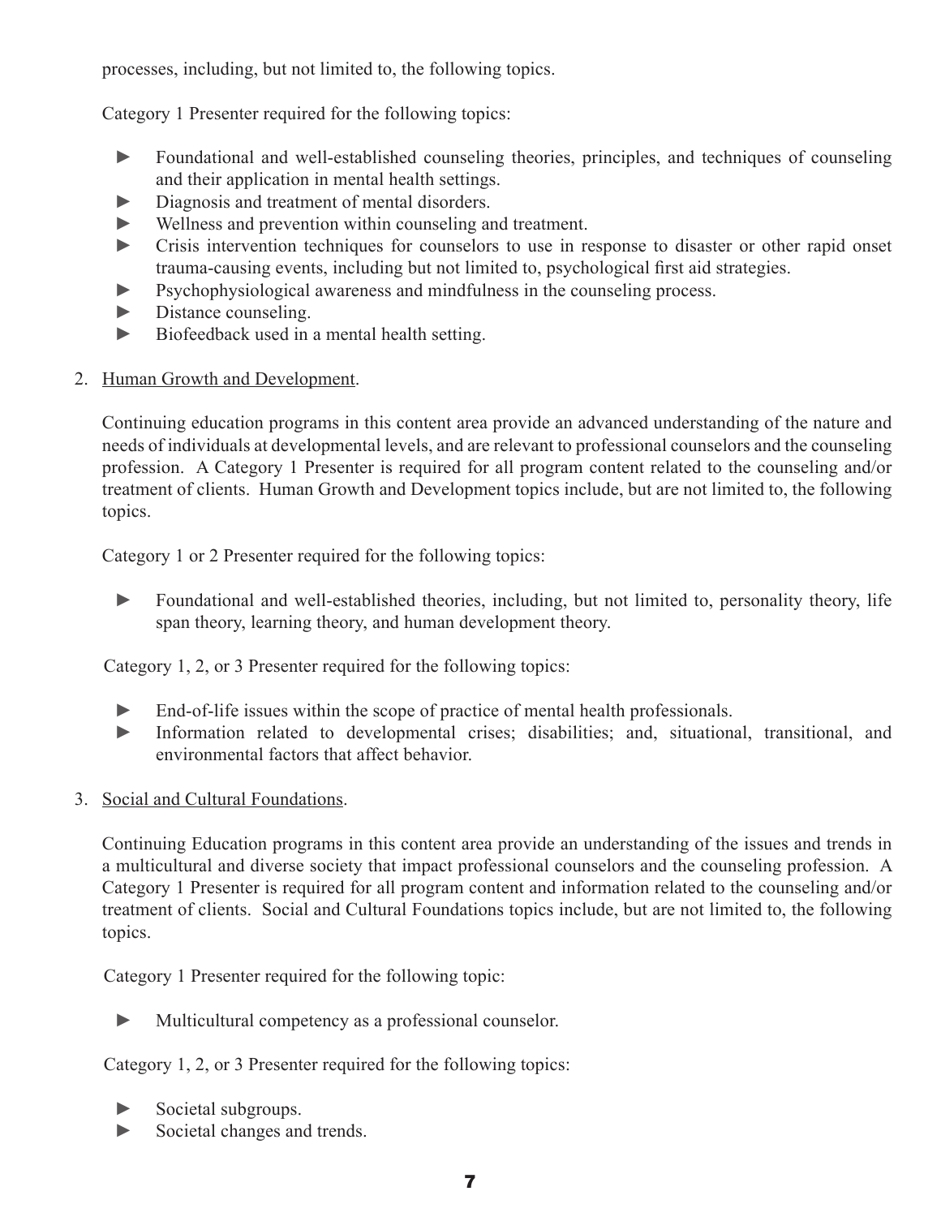processes, including, but not limited to, the following topics.

Category 1 Presenter required for the following topics:

- Foundational and well-established counseling theories, principles, and techniques of counseling and their application in mental health settings.
- Diagnosis and treatment of mental disorders.
- Wellness and prevention within counseling and treatment.
- Crisis intervention techniques for counselors to use in response to disaster or other rapid onset trauma-causing events, including but not limited to, psychological first aid strategies.
- Psychophysiological awareness and mindfulness in the counseling process.
- Distance counseling.
- Biofeedback used in a mental health setting.

2. <u>Human Growth and Development</u>.

Continuing education programs in this content area provide an advanced understanding of the nature and needs of individuals at developmental levels, and are relevant to professional counselors and the counseling profession. A Category 1 Presenter is required for all program content related to the counseling and/or treatment of clients. Human Growth and Development topics include, but are not limited to, the following topics.

Category 1 or 2 Presenter required for the following topics:

- Foundational and well-established theories, including, but not limited to, personality theory, life span theory, learning theory, and human development theory.

Category 1, 2, or 3 Presenter required for the following topics:

- End-of-life issues within the scope of practice of mental health professionals.
- Information related to developmental crises; disabilities; and, situational, transitional, and environmental factors that affect behavior.

3. <u>Social and Cultural Foundations</u>.

Continuing Education programs in this content area provide an understanding of the issues and trends in a multicultural and diverse society that impact professional counselors and the counseling profession. A Category 1 Presenter is required for all program content and information related to the counseling and/or treatment of clients. Social and Cultural Foundations topics include, but are not limited to, the following topics.

Category 1 Presenter required for the following topic:

- Multicultural competency as a professional counselor.

Category 1, 2, or 3 Presenter required for the following topics:

- Societal subgroups.
- Societal changes and trends.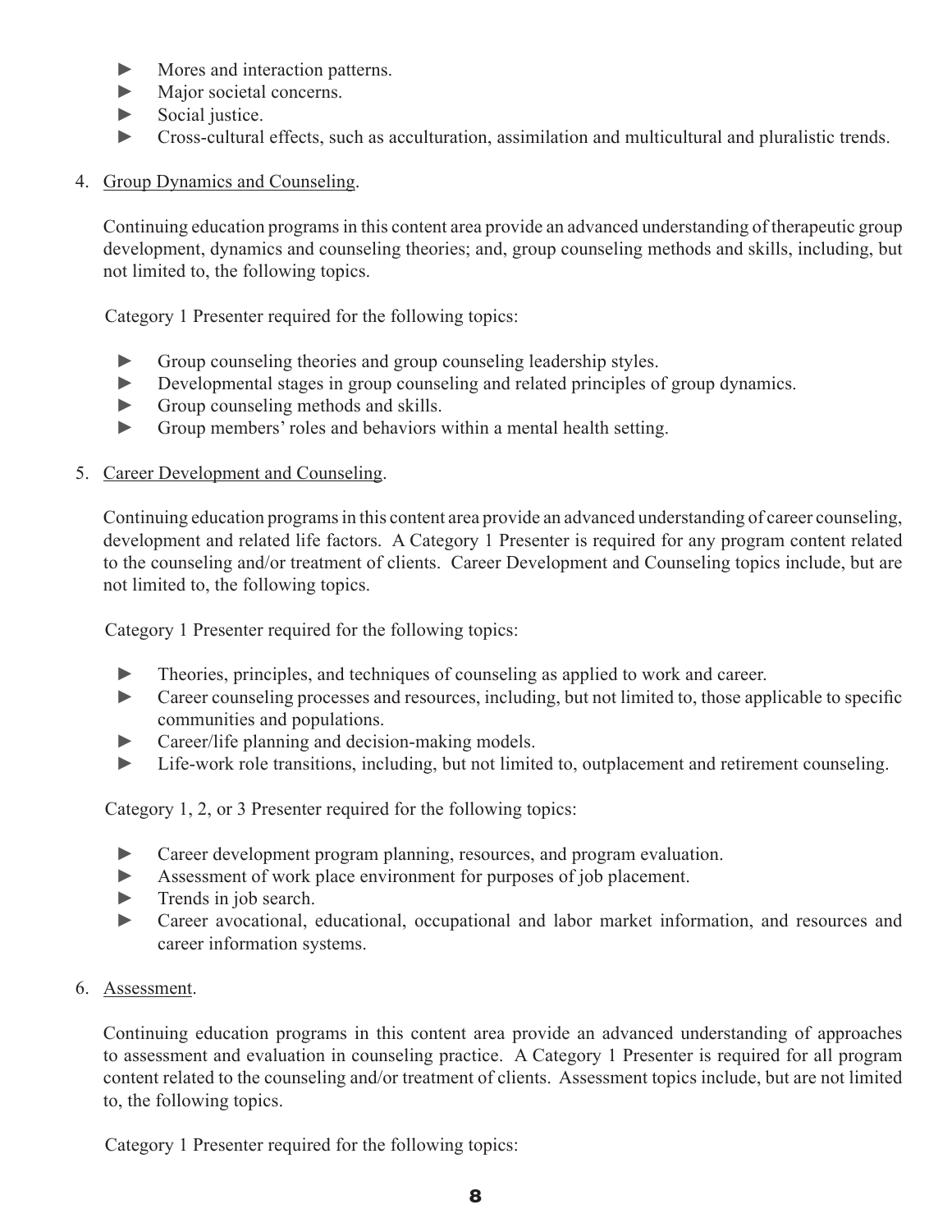- Mores and interaction patterns.
- Major societal concerns.
- Social justice.
- Cross-cultural effects, such as acculturation, assimilation and multicultural and pluralistic trends.

4. Group Dynamics and Counseling.

   Continuing education programs in this content area provide an advanced understanding of therapeutic group development, dynamics and counseling theories; and, group counseling methods and skills, including, but not limited to, the following topics.

   Category 1 Presenter required for the following topics:

   - Group counseling theories and group counseling leadership styles.
   - Developmental stages in group counseling and related principles of group dynamics.
   - Group counseling methods and skills.
   - Group members' roles and behaviors within a mental health setting.

5. Career Development and Counseling.

   Continuing education programs in this content area provide an advanced understanding of career counseling, development and related life factors. A Category 1 Presenter is required for any program content related to the counseling and/or treatment of clients. Career Development and Counseling topics include, but are not limited to, the following topics.

   Category 1 Presenter required for the following topics:

   - Theories, principles, and techniques of counseling as applied to work and career.
   - Career counseling processes and resources, including, but not limited to, those applicable to specific communities and populations.
   - Career/life planning and decision-making models.
   - Life-work role transitions, including, but not limited to, outplacement and retirement counseling.

   Category 1, 2, or 3 Presenter required for the following topics:

   - Career development program planning, resources, and program evaluation.
   - Assessment of work place environment for purposes of job placement.
   - Trends in job search.
   - Career avocational, educational, occupational and labor market information, and resources and career information systems.

6. Assessment.

   Continuing education programs in this content area provide an advanced understanding of approaches to assessment and evaluation in counseling practice. A Category 1 Presenter is required for all program content related to the counseling and/or treatment of clients. Assessment topics include, but are not limited to, the following topics.

   Category 1 Presenter required for the following topics: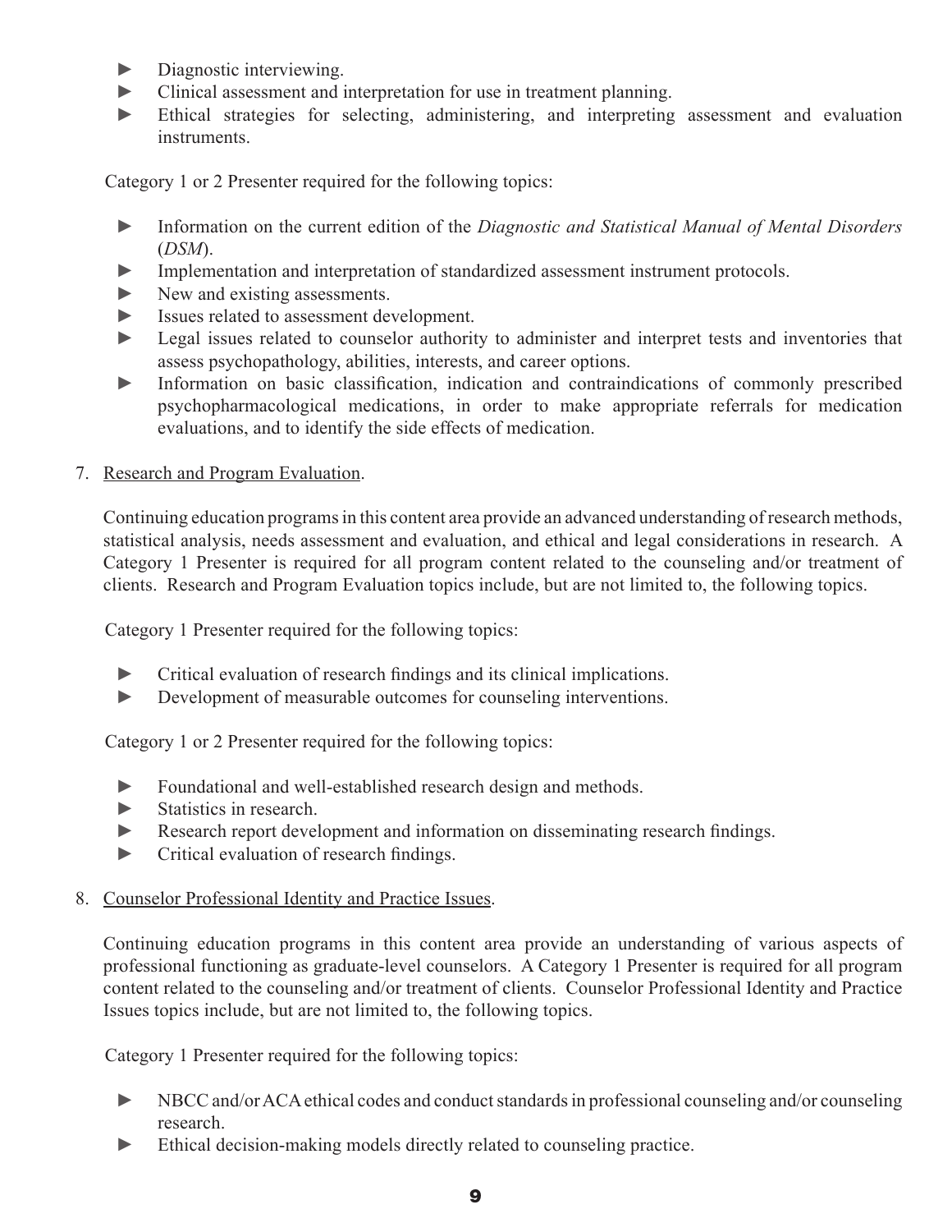- Diagnostic interviewing.
- Clinical assessment and interpretation for use in treatment planning.
- Ethical strategies for selecting, administering, and interpreting assessment and evaluation instruments.

Category 1 or 2 Presenter required for the following topics:

- Information on the current edition of the *Diagnostic and Statistical Manual of Mental Disorders* (*DSM*).
- Implementation and interpretation of standardized assessment instrument protocols.
- New and existing assessments.
- Issues related to assessment development.
- Legal issues related to counselor authority to administer and interpret tests and inventories that assess psychopathology, abilities, interests, and career options.
- Information on basic classification, indication and contraindications of commonly prescribed psychopharmacological medications, in order to make appropriate referrals for medication evaluations, and to identify the side effects of medication.

7. Research and Program Evaluation.

Continuing education programs in this content area provide an advanced understanding of research methods, statistical analysis, needs assessment and evaluation, and ethical and legal considerations in research. A Category 1 Presenter is required for all program content related to the counseling and/or treatment of clients. Research and Program Evaluation topics include, but are not limited to, the following topics.

Category 1 Presenter required for the following topics:

- Critical evaluation of research findings and its clinical implications.
- Development of measurable outcomes for counseling interventions.

Category 1 or 2 Presenter required for the following topics:

- Foundational and well-established research design and methods.
- Statistics in research.
- Research report development and information on disseminating research findings.
- Critical evaluation of research findings.

8. Counselor Professional Identity and Practice Issues.

Continuing education programs in this content area provide an understanding of various aspects of professional functioning as graduate-level counselors. A Category 1 Presenter is required for all program content related to the counseling and/or treatment of clients. Counselor Professional Identity and Practice Issues topics include, but are not limited to, the following topics.

Category 1 Presenter required for the following topics:

- NBCC and/or ACA ethical codes and conduct standards in professional counseling and/or counseling research.
- Ethical decision-making models directly related to counseling practice.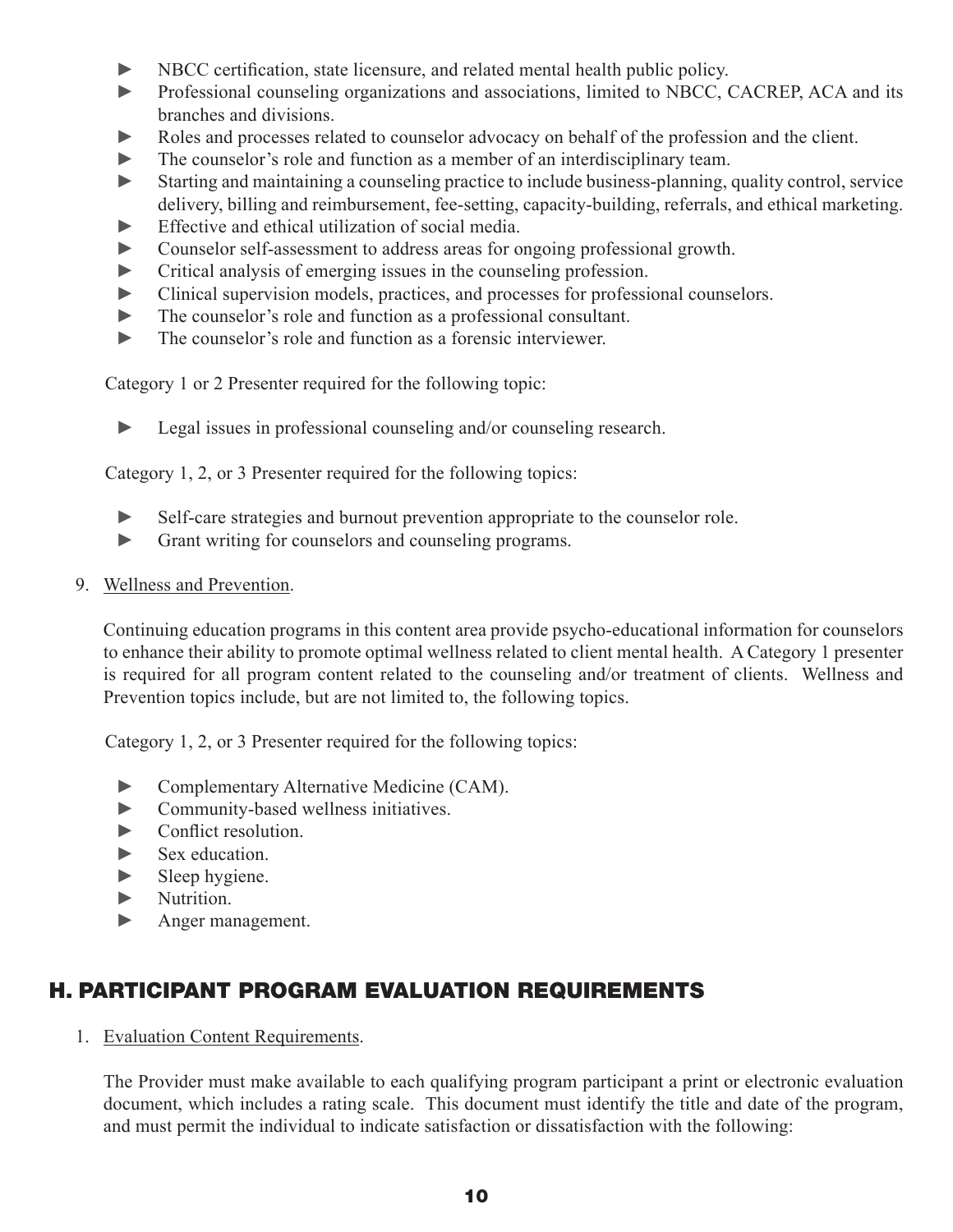- NBCC certification, state licensure, and related mental health public policy.
- Professional counseling organizations and associations, limited to NBCC, CACREP, ACA and its branches and divisions.
- Roles and processes related to counselor advocacy on behalf of the profession and the client.
- The counselor's role and function as a member of an interdisciplinary team.
- Starting and maintaining a counseling practice to include business-planning, quality control, service delivery, billing and reimbursement, fee-setting, capacity-building, referrals, and ethical marketing.
- Effective and ethical utilization of social media.
- Counselor self-assessment to address areas for ongoing professional growth.
- Critical analysis of emerging issues in the counseling profession.
- Clinical supervision models, practices, and processes for professional counselors.
- The counselor's role and function as a professional consultant.
- The counselor's role and function as a forensic interviewer.

Category 1 or 2 Presenter required for the following topic:

- Legal issues in professional counseling and/or counseling research.

Category 1, 2, or 3 Presenter required for the following topics:

- Self-care strategies and burnout prevention appropriate to the counselor role.
- Grant writing for counselors and counseling programs.

9. Wellness and Prevention.

   Continuing education programs in this content area provide psycho-educational information for counselors to enhance their ability to promote optimal wellness related to client mental health. A Category 1 presenter is required for all program content related to the counseling and/or treatment of clients. Wellness and Prevention topics include, but are not limited to, the following topics.

   Category 1, 2, or 3 Presenter required for the following topics:

   - Complementary Alternative Medicine (CAM).
   - Community-based wellness initiatives.
   - Conflict resolution.
   - Sex education.
   - Sleep hygiene.
   - Nutrition.
   - Anger management.

## H. PARTICIPANT PROGRAM EVALUATION REQUIREMENTS

1. Evaluation Content Requirements.

   The Provider must make available to each qualifying program participant a print or electronic evaluation document, which includes a rating scale. This document must identify the title and date of the program, and must permit the individual to indicate satisfaction or dissatisfaction with the following: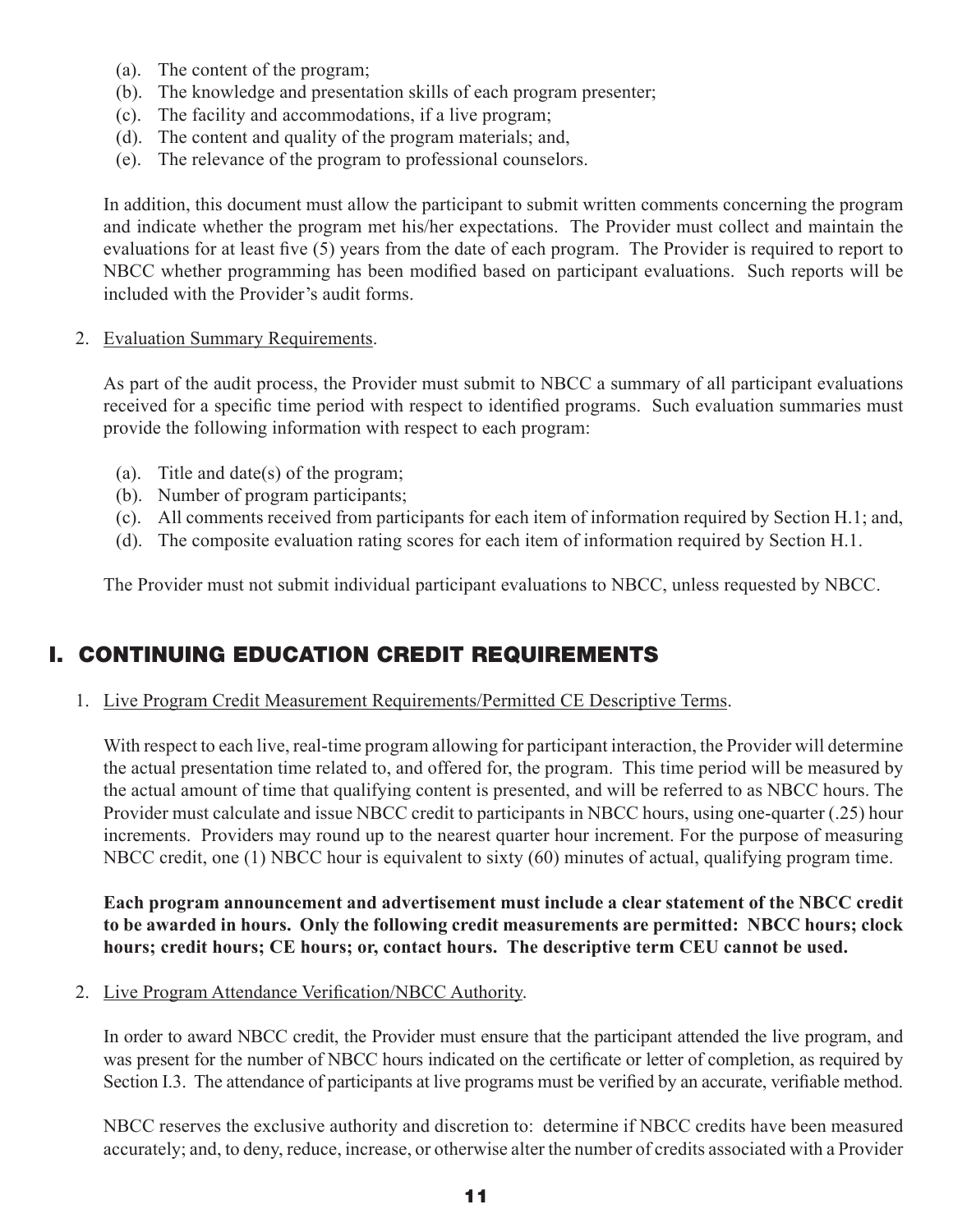(a). The content of the program;
(b). The knowledge and presentation skills of each program presenter;
(c). The facility and accommodations, if a live program;
(d). The content and quality of the program materials; and,
(e). The relevance of the program to professional counselors.

In addition, this document must allow the participant to submit written comments concerning the program and indicate whether the program met his/her expectations. The Provider must collect and maintain the evaluations for at least five (5) years from the date of each program. The Provider is required to report to NBCC whether programming has been modified based on participant evaluations. Such reports will be included with the Provider's audit forms.

2. Evaluation Summary Requirements.

As part of the audit process, the Provider must submit to NBCC a summary of all participant evaluations received for a specific time period with respect to identified programs. Such evaluation summaries must provide the following information with respect to each program:

(a). Title and date(s) of the program;
(b). Number of program participants;
(c). All comments received from participants for each item of information required by Section H.1; and,
(d). The composite evaluation rating scores for each item of information required by Section H.1.

The Provider must not submit individual participant evaluations to NBCC, unless requested by NBCC.

## I. CONTINUING EDUCATION CREDIT REQUIREMENTS

1. Live Program Credit Measurement Requirements/Permitted CE Descriptive Terms.

With respect to each live, real-time program allowing for participant interaction, the Provider will determine the actual presentation time related to, and offered for, the program. This time period will be measured by the actual amount of time that qualifying content is presented, and will be referred to as NBCC hours. The Provider must calculate and issue NBCC credit to participants in NBCC hours, using one-quarter (.25) hour increments. Providers may round up to the nearest quarter hour increment. For the purpose of measuring NBCC credit, one (1) NBCC hour is equivalent to sixty (60) minutes of actual, qualifying program time.

**Each program announcement and advertisement must include a clear statement of the NBCC credit to be awarded in hours. Only the following credit measurements are permitted: NBCC hours; clock hours; credit hours; CE hours; or, contact hours. The descriptive term CEU cannot be used.**

2. Live Program Attendance Verification/NBCC Authority.

In order to award NBCC credit, the Provider must ensure that the participant attended the live program, and was present for the number of NBCC hours indicated on the certificate or letter of completion, as required by Section I.3. The attendance of participants at live programs must be verified by an accurate, verifiable method.

NBCC reserves the exclusive authority and discretion to: determine if NBCC credits have been measured accurately; and, to deny, reduce, increase, or otherwise alter the number of credits associated with a Provider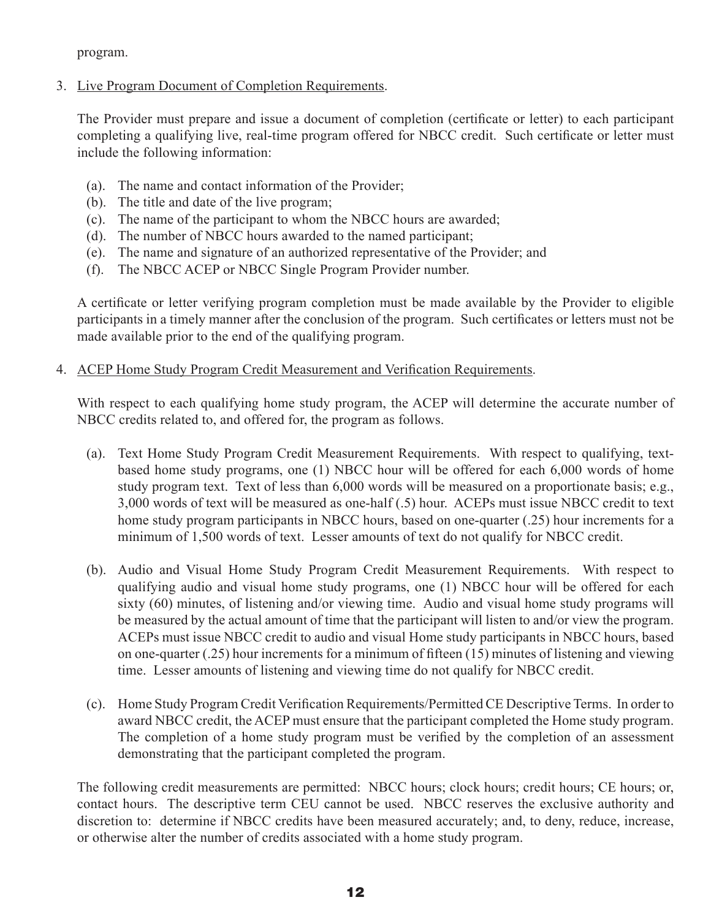program.

3. Live Program Document of Completion Requirements.

   The Provider must prepare and issue a document of completion (certificate or letter) to each participant completing a qualifying live, real-time program offered for NBCC credit. Such certificate or letter must include the following information:

   (a). The name and contact information of the Provider;
   (b). The title and date of the live program;
   (c). The name of the participant to whom the NBCC hours are awarded;
   (d). The number of NBCC hours awarded to the named participant;
   (e). The name and signature of an authorized representative of the Provider; and
   (f). The NBCC ACEP or NBCC Single Program Provider number.

   A certificate or letter verifying program completion must be made available by the Provider to eligible participants in a timely manner after the conclusion of the program. Such certificates or letters must not be made available prior to the end of the qualifying program.

4. ACEP Home Study Program Credit Measurement and Verification Requirements.

   With respect to each qualifying home study program, the ACEP will determine the accurate number of NBCC credits related to, and offered for, the program as follows.

   (a). Text Home Study Program Credit Measurement Requirements. With respect to qualifying, text-based home study programs, one (1) NBCC hour will be offered for each 6,000 words of home study program text. Text of less than 6,000 words will be measured on a proportionate basis; e.g., 3,000 words of text will be measured as one-half (.5) hour. ACEPs must issue NBCC credit to text home study program participants in NBCC hours, based on one-quarter (.25) hour increments for a minimum of 1,500 words of text. Lesser amounts of text do not qualify for NBCC credit.

   (b). Audio and Visual Home Study Program Credit Measurement Requirements. With respect to qualifying audio and visual home study programs, one (1) NBCC hour will be offered for each sixty (60) minutes, of listening and/or viewing time. Audio and visual home study programs will be measured by the actual amount of time that the participant will listen to and/or view the program. ACEPs must issue NBCC credit to audio and visual Home study participants in NBCC hours, based on one-quarter (.25) hour increments for a minimum of fifteen (15) minutes of listening and viewing time. Lesser amounts of listening and viewing time do not qualify for NBCC credit.

   (c). Home Study Program Credit Verification Requirements/Permitted CE Descriptive Terms. In order to award NBCC credit, the ACEP must ensure that the participant completed the Home study program. The completion of a home study program must be verified by the completion of an assessment demonstrating that the participant completed the program.

   The following credit measurements are permitted: NBCC hours; clock hours; credit hours; CE hours; or, contact hours. The descriptive term CEU cannot be used. NBCC reserves the exclusive authority and discretion to: determine if NBCC credits have been measured accurately; and, to deny, reduce, increase, or otherwise alter the number of credits associated with a home study program.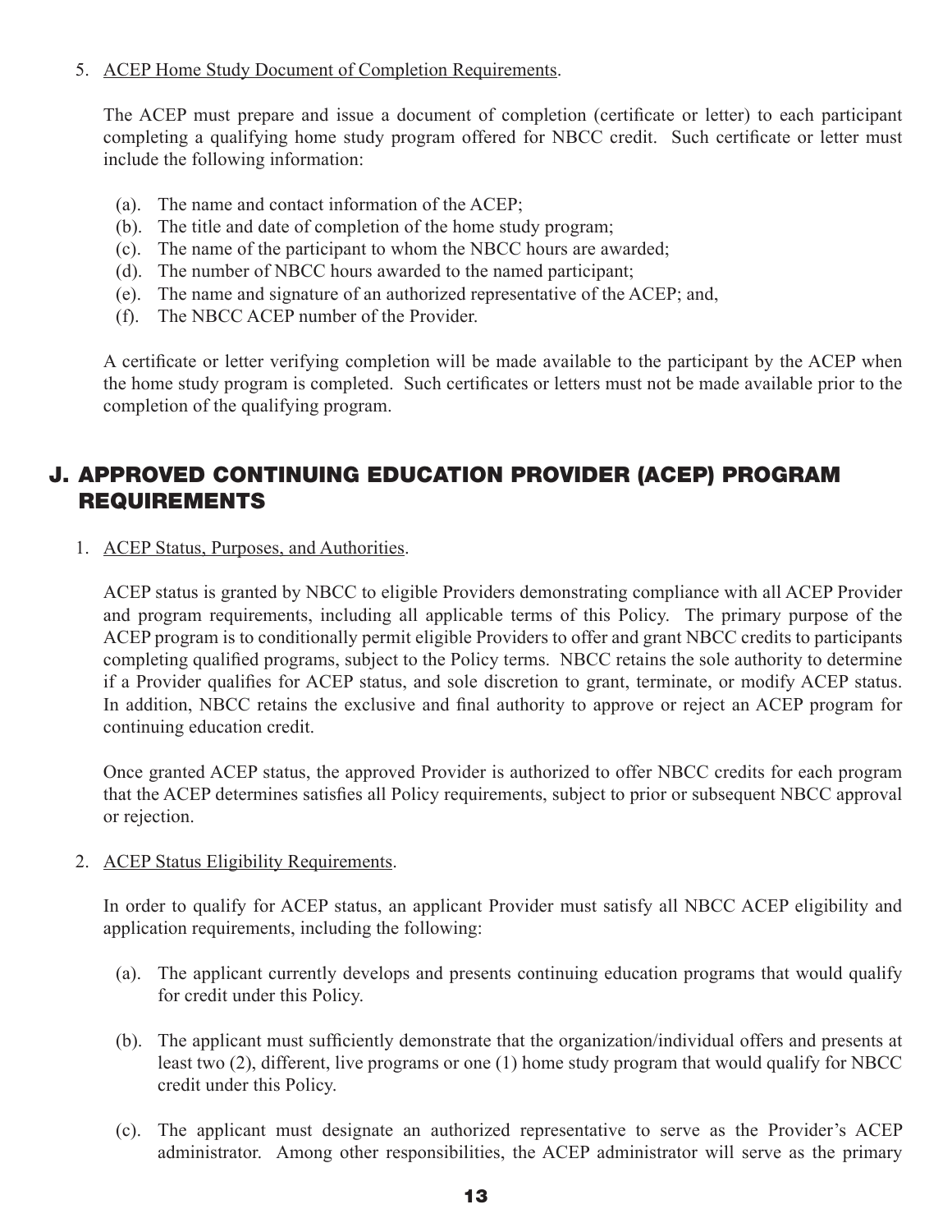5. ACEP Home Study Document of Completion Requirements.

   The ACEP must prepare and issue a document of completion (certificate or letter) to each participant completing a qualifying home study program offered for NBCC credit. Such certificate or letter must include the following information:

   (a). The name and contact information of the ACEP;
   (b). The title and date of completion of the home study program;
   (c). The name of the participant to whom the NBCC hours are awarded;
   (d). The number of NBCC hours awarded to the named participant;
   (e). The name and signature of an authorized representative of the ACEP; and,
   (f). The NBCC ACEP number of the Provider.

   A certificate or letter verifying completion will be made available to the participant by the ACEP when the home study program is completed. Such certificates or letters must not be made available prior to the completion of the qualifying program.

## J. APPROVED CONTINUING EDUCATION PROVIDER (ACEP) PROGRAM REQUIREMENTS

1. ACEP Status, Purposes, and Authorities.

   ACEP status is granted by NBCC to eligible Providers demonstrating compliance with all ACEP Provider and program requirements, including all applicable terms of this Policy. The primary purpose of the ACEP program is to conditionally permit eligible Providers to offer and grant NBCC credits to participants completing qualified programs, subject to the Policy terms. NBCC retains the sole authority to determine if a Provider qualifies for ACEP status, and sole discretion to grant, terminate, or modify ACEP status. In addition, NBCC retains the exclusive and final authority to approve or reject an ACEP program for continuing education credit.

   Once granted ACEP status, the approved Provider is authorized to offer NBCC credits for each program that the ACEP determines satisfies all Policy requirements, subject to prior or subsequent NBCC approval or rejection.

2. ACEP Status Eligibility Requirements.

   In order to qualify for ACEP status, an applicant Provider must satisfy all NBCC ACEP eligibility and application requirements, including the following:

   (a). The applicant currently develops and presents continuing education programs that would qualify for credit under this Policy.

   (b). The applicant must sufficiently demonstrate that the organization/individual offers and presents at least two (2), different, live programs or one (1) home study program that would qualify for NBCC credit under this Policy.

   (c). The applicant must designate an authorized representative to serve as the Provider's ACEP administrator. Among other responsibilities, the ACEP administrator will serve as the primary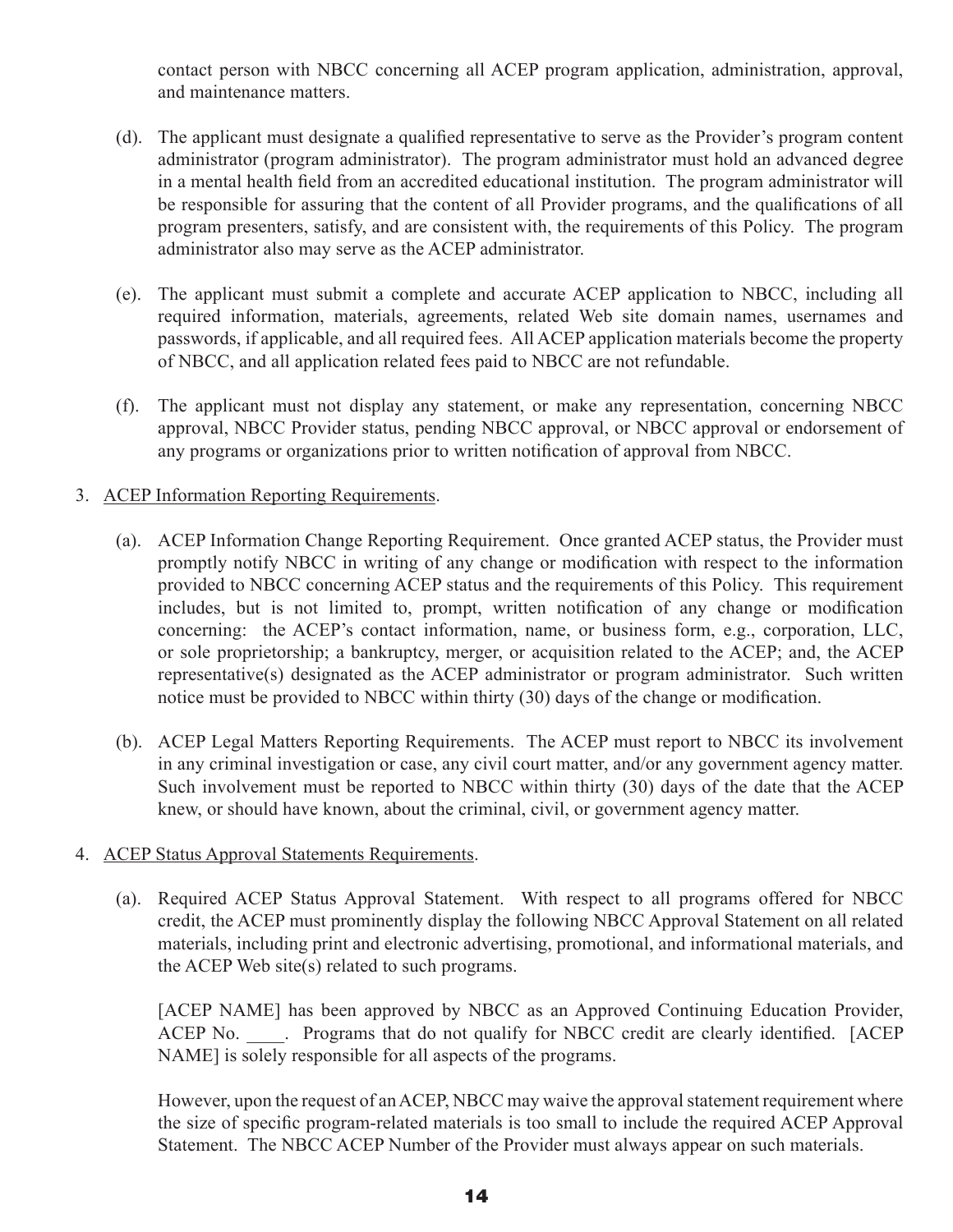contact person with NBCC concerning all ACEP program application, administration, approval, and maintenance matters.

(d). The applicant must designate a qualified representative to serve as the Provider's program content administrator (program administrator). The program administrator must hold an advanced degree in a mental health field from an accredited educational institution. The program administrator will be responsible for assuring that the content of all Provider programs, and the qualifications of all program presenters, satisfy, and are consistent with, the requirements of this Policy. The program administrator also may serve as the ACEP administrator.

(e). The applicant must submit a complete and accurate ACEP application to NBCC, including all required information, materials, agreements, related Web site domain names, usernames and passwords, if applicable, and all required fees. All ACEP application materials become the property of NBCC, and all application related fees paid to NBCC are not refundable.

(f). The applicant must not display any statement, or make any representation, concerning NBCC approval, NBCC Provider status, pending NBCC approval, or NBCC approval or endorsement of any programs or organizations prior to written notification of approval from NBCC.

3. <u>ACEP Information Reporting Requirements</u>.

(a). ACEP Information Change Reporting Requirement. Once granted ACEP status, the Provider must promptly notify NBCC in writing of any change or modification with respect to the information provided to NBCC concerning ACEP status and the requirements of this Policy. This requirement includes, but is not limited to, prompt, written notification of any change or modification concerning: the ACEP's contact information, name, or business form, e.g., corporation, LLC, or sole proprietorship; a bankruptcy, merger, or acquisition related to the ACEP; and, the ACEP representative(s) designated as the ACEP administrator or program administrator. Such written notice must be provided to NBCC within thirty (30) days of the change or modification.

(b). ACEP Legal Matters Reporting Requirements. The ACEP must report to NBCC its involvement in any criminal investigation or case, any civil court matter, and/or any government agency matter. Such involvement must be reported to NBCC within thirty (30) days of the date that the ACEP knew, or should have known, about the criminal, civil, or government agency matter.

4. <u>ACEP Status Approval Statements Requirements</u>.

(a). Required ACEP Status Approval Statement. With respect to all programs offered for NBCC credit, the ACEP must prominently display the following NBCC Approval Statement on all related materials, including print and electronic advertising, promotional, and informational materials, and the ACEP Web site(s) related to such programs.

[ACEP NAME] has been approved by NBCC as an Approved Continuing Education Provider, ACEP No. ____. Programs that do not qualify for NBCC credit are clearly identified. [ACEP NAME] is solely responsible for all aspects of the programs.

However, upon the request of an ACEP, NBCC may waive the approval statement requirement where the size of specific program-related materials is too small to include the required ACEP Approval Statement. The NBCC ACEP Number of the Provider must always appear on such materials.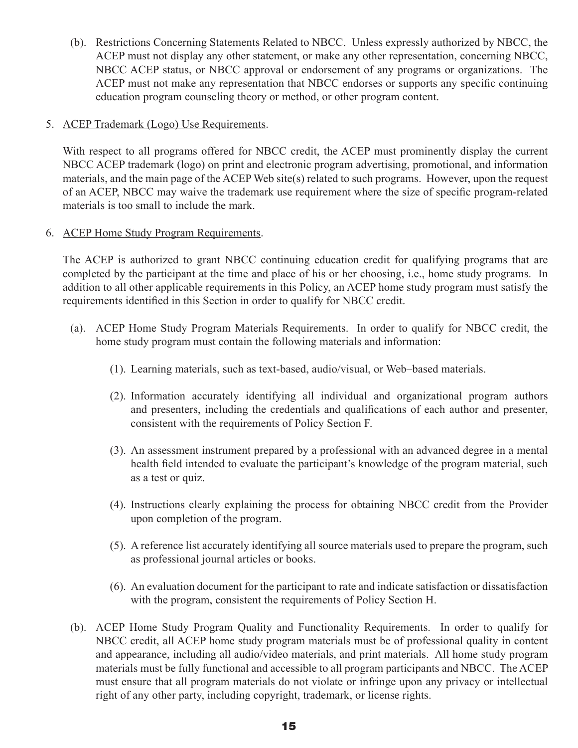(b). Restrictions Concerning Statements Related to NBCC. Unless expressly authorized by NBCC, the ACEP must not display any other statement, or make any other representation, concerning NBCC, NBCC ACEP status, or NBCC approval or endorsement of any programs or organizations. The ACEP must not make any representation that NBCC endorses or supports any specific continuing education program counseling theory or method, or other program content.

5. <u>ACEP Trademark (Logo) Use Requirements</u>.

With respect to all programs offered for NBCC credit, the ACEP must prominently display the current NBCC ACEP trademark (logo) on print and electronic program advertising, promotional, and information materials, and the main page of the ACEP Web site(s) related to such programs. However, upon the request of an ACEP, NBCC may waive the trademark use requirement where the size of specific program-related materials is too small to include the mark.

6. <u>ACEP Home Study Program Requirements</u>.

The ACEP is authorized to grant NBCC continuing education credit for qualifying programs that are completed by the participant at the time and place of his or her choosing, i.e., home study programs. In addition to all other applicable requirements in this Policy, an ACEP home study program must satisfy the requirements identified in this Section in order to qualify for NBCC credit.

(a). ACEP Home Study Program Materials Requirements. In order to qualify for NBCC credit, the home study program must contain the following materials and information:

(1). Learning materials, such as text-based, audio/visual, or Web–based materials.

(2). Information accurately identifying all individual and organizational program authors and presenters, including the credentials and qualifications of each author and presenter, consistent with the requirements of Policy Section F.

(3). An assessment instrument prepared by a professional with an advanced degree in a mental health field intended to evaluate the participant's knowledge of the program material, such as a test or quiz.

(4). Instructions clearly explaining the process for obtaining NBCC credit from the Provider upon completion of the program.

(5). A reference list accurately identifying all source materials used to prepare the program, such as professional journal articles or books.

(6). An evaluation document for the participant to rate and indicate satisfaction or dissatisfaction with the program, consistent the requirements of Policy Section H.

(b). ACEP Home Study Program Quality and Functionality Requirements. In order to qualify for NBCC credit, all ACEP home study program materials must be of professional quality in content and appearance, including all audio/video materials, and print materials. All home study program materials must be fully functional and accessible to all program participants and NBCC. The ACEP must ensure that all program materials do not violate or infringe upon any privacy or intellectual right of any other party, including copyright, trademark, or license rights.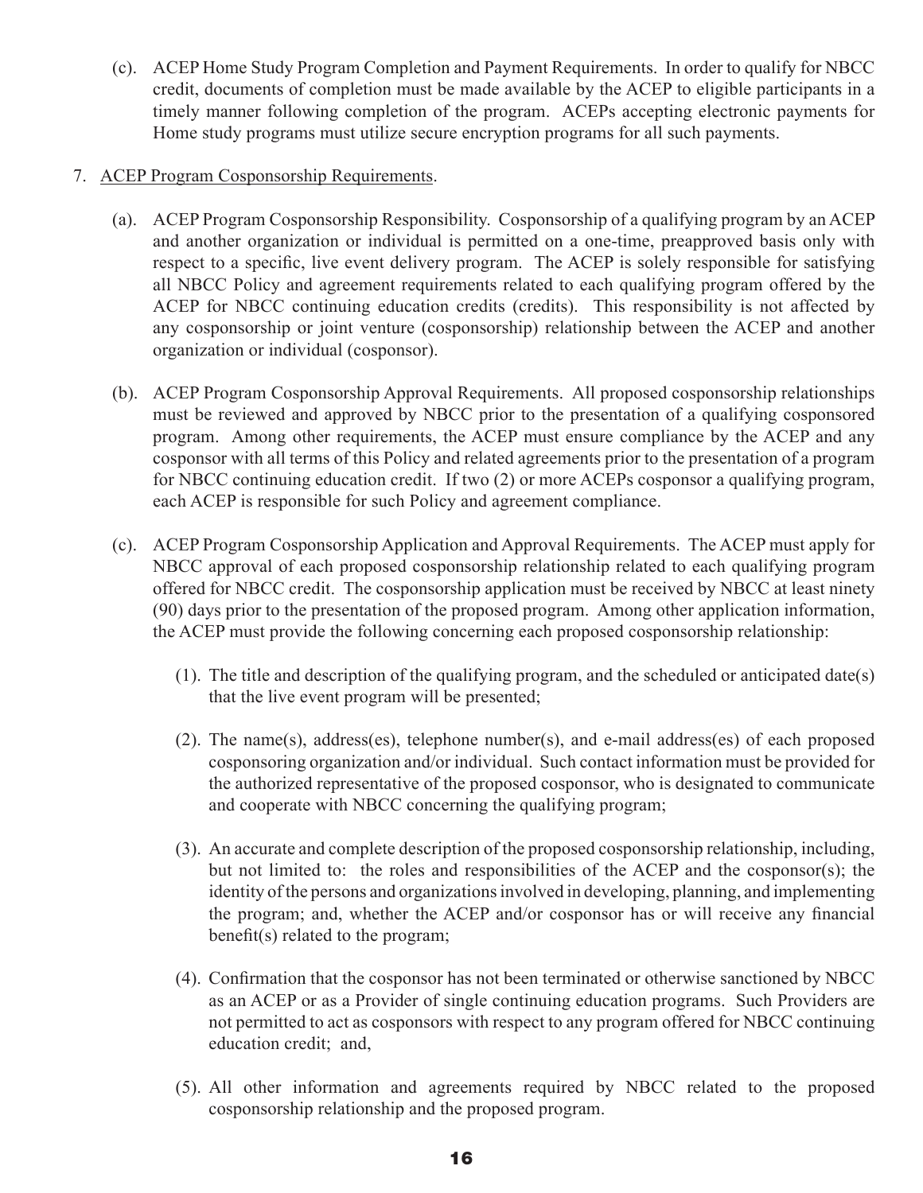(c). ACEP Home Study Program Completion and Payment Requirements. In order to qualify for NBCC credit, documents of completion must be made available by the ACEP to eligible participants in a timely manner following completion of the program. ACEPs accepting electronic payments for Home study programs must utilize secure encryption programs for all such payments.

7. <u>ACEP Program Cosponsorship Requirements</u>.

(a). ACEP Program Cosponsorship Responsibility. Cosponsorship of a qualifying program by an ACEP and another organization or individual is permitted on a one-time, preapproved basis only with respect to a specific, live event delivery program. The ACEP is solely responsible for satisfying all NBCC Policy and agreement requirements related to each qualifying program offered by the ACEP for NBCC continuing education credits (credits). This responsibility is not affected by any cosponsorship or joint venture (cosponsorship) relationship between the ACEP and another organization or individual (cosponsor).

(b). ACEP Program Cosponsorship Approval Requirements. All proposed cosponsorship relationships must be reviewed and approved by NBCC prior to the presentation of a qualifying cosponsored program. Among other requirements, the ACEP must ensure compliance by the ACEP and any cosponsor with all terms of this Policy and related agreements prior to the presentation of a program for NBCC continuing education credit. If two (2) or more ACEPs cosponsor a qualifying program, each ACEP is responsible for such Policy and agreement compliance.

(c). ACEP Program Cosponsorship Application and Approval Requirements. The ACEP must apply for NBCC approval of each proposed cosponsorship relationship related to each qualifying program offered for NBCC credit. The cosponsorship application must be received by NBCC at least ninety (90) days prior to the presentation of the proposed program. Among other application information, the ACEP must provide the following concerning each proposed cosponsorship relationship:

(1). The title and description of the qualifying program, and the scheduled or anticipated date(s) that the live event program will be presented;

(2). The name(s), address(es), telephone number(s), and e-mail address(es) of each proposed cosponsoring organization and/or individual. Such contact information must be provided for the authorized representative of the proposed cosponsor, who is designated to communicate and cooperate with NBCC concerning the qualifying program;

(3). An accurate and complete description of the proposed cosponsorship relationship, including, but not limited to: the roles and responsibilities of the ACEP and the cosponsor(s); the identity of the persons and organizations involved in developing, planning, and implementing the program; and, whether the ACEP and/or cosponsor has or will receive any financial benefit(s) related to the program;

(4). Confirmation that the cosponsor has not been terminated or otherwise sanctioned by NBCC as an ACEP or as a Provider of single continuing education programs. Such Providers are not permitted to act as cosponsors with respect to any program offered for NBCC continuing education credit; and,

(5). All other information and agreements required by NBCC related to the proposed cosponsorship relationship and the proposed program.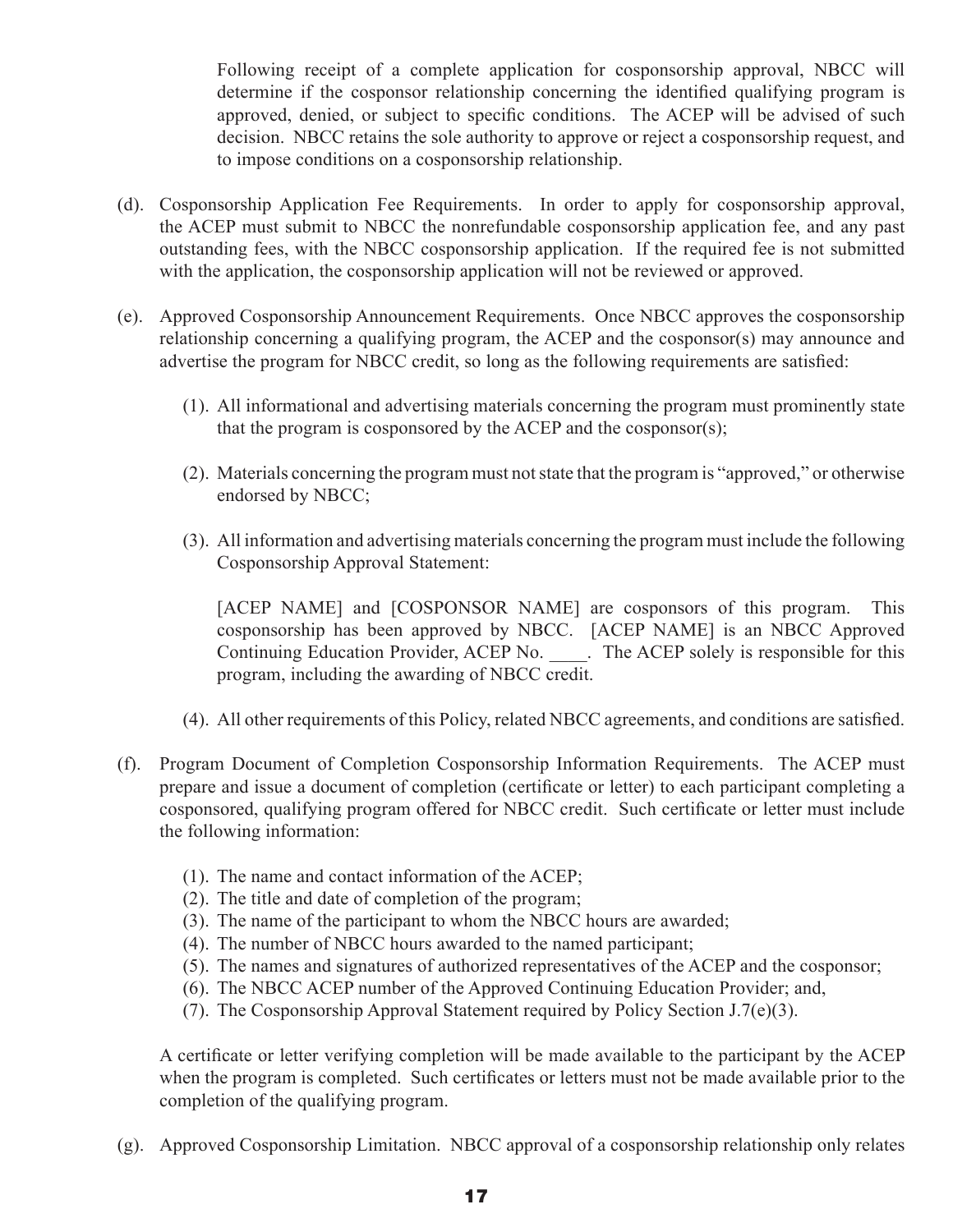Following receipt of a complete application for cosponsorship approval, NBCC will determine if the cosponsor relationship concerning the identified qualifying program is approved, denied, or subject to specific conditions. The ACEP will be advised of such decision. NBCC retains the sole authority to approve or reject a cosponsorship request, and to impose conditions on a cosponsorship relationship.

(d). Cosponsorship Application Fee Requirements. In order to apply for cosponsorship approval, the ACEP must submit to NBCC the nonrefundable cosponsorship application fee, and any past outstanding fees, with the NBCC cosponsorship application. If the required fee is not submitted with the application, the cosponsorship application will not be reviewed or approved.

(e). Approved Cosponsorship Announcement Requirements. Once NBCC approves the cosponsorship relationship concerning a qualifying program, the ACEP and the cosponsor(s) may announce and advertise the program for NBCC credit, so long as the following requirements are satisfied:

(1). All informational and advertising materials concerning the program must prominently state that the program is cosponsored by the ACEP and the cosponsor(s);

(2). Materials concerning the program must not state that the program is "approved," or otherwise endorsed by NBCC;

(3). All information and advertising materials concerning the program must include the following Cosponsorship Approval Statement:

[ACEP NAME] and [COSPONSOR NAME] are cosponsors of this program. This cosponsorship has been approved by NBCC. [ACEP NAME] is an NBCC Approved Continuing Education Provider, ACEP No. ____. The ACEP solely is responsible for this program, including the awarding of NBCC credit.

(4). All other requirements of this Policy, related NBCC agreements, and conditions are satisfied.

(f). Program Document of Completion Cosponsorship Information Requirements. The ACEP must prepare and issue a document of completion (certificate or letter) to each participant completing a cosponsored, qualifying program offered for NBCC credit. Such certificate or letter must include the following information:

(1). The name and contact information of the ACEP;
(2). The title and date of completion of the program;
(3). The name of the participant to whom the NBCC hours are awarded;
(4). The number of NBCC hours awarded to the named participant;
(5). The names and signatures of authorized representatives of the ACEP and the cosponsor;
(6). The NBCC ACEP number of the Approved Continuing Education Provider; and,
(7). The Cosponsorship Approval Statement required by Policy Section J.7(e)(3).

A certificate or letter verifying completion will be made available to the participant by the ACEP when the program is completed. Such certificates or letters must not be made available prior to the completion of the qualifying program.

(g). Approved Cosponsorship Limitation. NBCC approval of a cosponsorship relationship only relates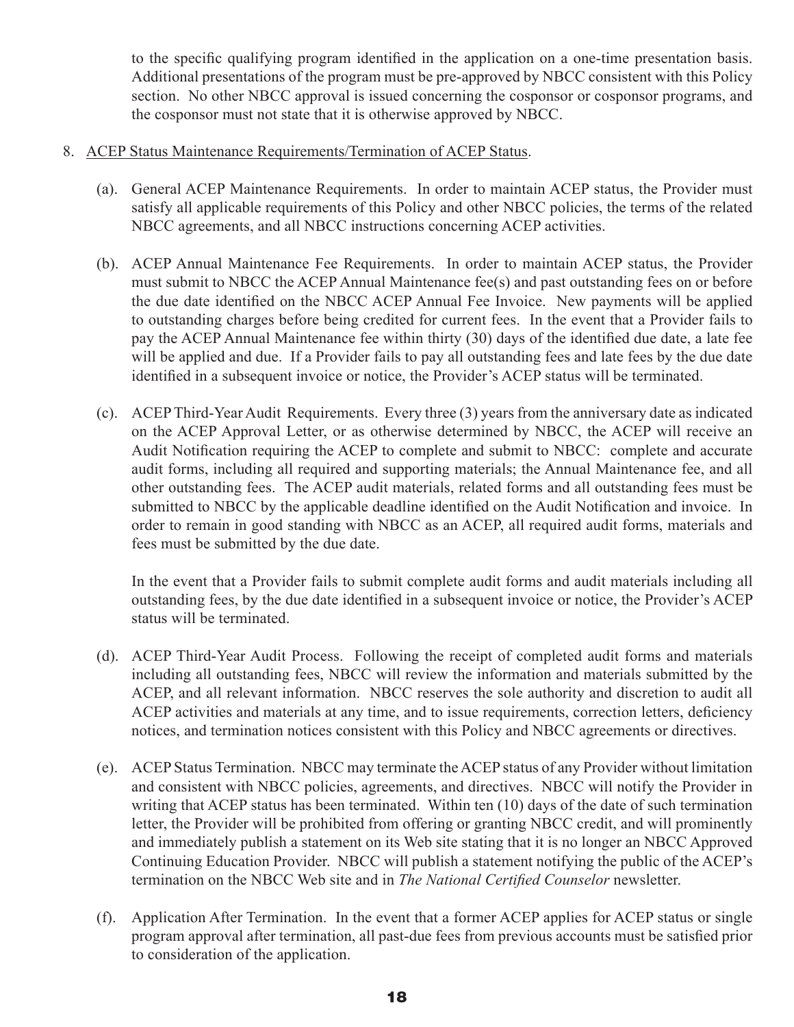to the specific qualifying program identified in the application on a one-time presentation basis. Additional presentations of the program must be pre-approved by NBCC consistent with this Policy section. No other NBCC approval is issued concerning the cosponsor or cosponsor programs, and the cosponsor must not state that it is otherwise approved by NBCC.

8. ACEP Status Maintenance Requirements/Termination of ACEP Status.

   (a). General ACEP Maintenance Requirements. In order to maintain ACEP status, the Provider must satisfy all applicable requirements of this Policy and other NBCC policies, the terms of the related NBCC agreements, and all NBCC instructions concerning ACEP activities.

   (b). ACEP Annual Maintenance Fee Requirements. In order to maintain ACEP status, the Provider must submit to NBCC the ACEP Annual Maintenance fee(s) and past outstanding fees on or before the due date identified on the NBCC ACEP Annual Fee Invoice. New payments will be applied to outstanding charges before being credited for current fees. In the event that a Provider fails to pay the ACEP Annual Maintenance fee within thirty (30) days of the identified due date, a late fee will be applied and due. If a Provider fails to pay all outstanding fees and late fees by the due date identified in a subsequent invoice or notice, the Provider's ACEP status will be terminated.

   (c). ACEP Third-Year Audit Requirements. Every three (3) years from the anniversary date as indicated on the ACEP Approval Letter, or as otherwise determined by NBCC, the ACEP will receive an Audit Notification requiring the ACEP to complete and submit to NBCC: complete and accurate audit forms, including all required and supporting materials; the Annual Maintenance fee, and all other outstanding fees. The ACEP audit materials, related forms and all outstanding fees must be submitted to NBCC by the applicable deadline identified on the Audit Notification and invoice. In order to remain in good standing with NBCC as an ACEP, all required audit forms, materials and fees must be submitted by the due date.

   In the event that a Provider fails to submit complete audit forms and audit materials including all outstanding fees, by the due date identified in a subsequent invoice or notice, the Provider's ACEP status will be terminated.

   (d). ACEP Third-Year Audit Process. Following the receipt of completed audit forms and materials including all outstanding fees, NBCC will review the information and materials submitted by the ACEP, and all relevant information. NBCC reserves the sole authority and discretion to audit all ACEP activities and materials at any time, and to issue requirements, correction letters, deficiency notices, and termination notices consistent with this Policy and NBCC agreements or directives.

   (e). ACEP Status Termination. NBCC may terminate the ACEP status of any Provider without limitation and consistent with NBCC policies, agreements, and directives. NBCC will notify the Provider in writing that ACEP status has been terminated. Within ten (10) days of the date of such termination letter, the Provider will be prohibited from offering or granting NBCC credit, and will prominently and immediately publish a statement on its Web site stating that it is no longer an NBCC Approved Continuing Education Provider. NBCC will publish a statement notifying the public of the ACEP's termination on the NBCC Web site and in *The National Certified Counselor* newsletter.

   (f). Application After Termination. In the event that a former ACEP applies for ACEP status or single program approval after termination, all past-due fees from previous accounts must be satisfied prior to consideration of the application.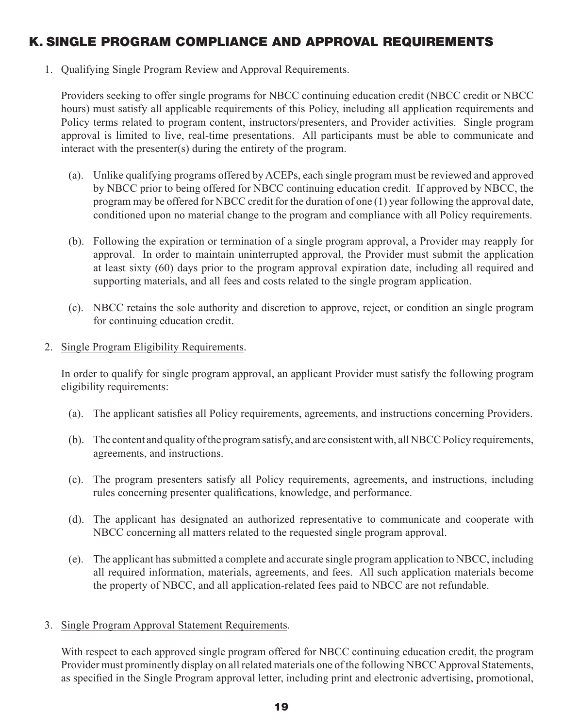## K. SINGLE PROGRAM COMPLIANCE AND APPROVAL REQUIREMENTS

1. Qualifying Single Program Review and Approval Requirements.

   Providers seeking to offer single programs for NBCC continuing education credit (NBCC credit or NBCC hours) must satisfy all applicable requirements of this Policy, including all application requirements and Policy terms related to program content, instructors/presenters, and Provider activities. Single program approval is limited to live, real-time presentations. All participants must be able to communicate and interact with the presenter(s) during the entirety of the program.

   (a). Unlike qualifying programs offered by ACEPs, each single program must be reviewed and approved by NBCC prior to being offered for NBCC continuing education credit. If approved by NBCC, the program may be offered for NBCC credit for the duration of one (1) year following the approval date, conditioned upon no material change to the program and compliance with all Policy requirements.

   (b). Following the expiration or termination of a single program approval, a Provider may reapply for approval. In order to maintain uninterrupted approval, the Provider must submit the application at least sixty (60) days prior to the program approval expiration date, including all required and supporting materials, and all fees and costs related to the single program application.

   (c). NBCC retains the sole authority and discretion to approve, reject, or condition an single program for continuing education credit.

2. Single Program Eligibility Requirements.

   In order to qualify for single program approval, an applicant Provider must satisfy the following program eligibility requirements:

   (a). The applicant satisfies all Policy requirements, agreements, and instructions concerning Providers.

   (b). The content and quality of the program satisfy, and are consistent with, all NBCC Policy requirements, agreements, and instructions.

   (c). The program presenters satisfy all Policy requirements, agreements, and instructions, including rules concerning presenter qualifications, knowledge, and performance.

   (d). The applicant has designated an authorized representative to communicate and cooperate with NBCC concerning all matters related to the requested single program approval.

   (e). The applicant has submitted a complete and accurate single program application to NBCC, including all required information, materials, agreements, and fees. All such application materials become the property of NBCC, and all application-related fees paid to NBCC are not refundable.

3. Single Program Approval Statement Requirements.

   With respect to each approved single program offered for NBCC continuing education credit, the program Provider must prominently display on all related materials one of the following NBCC Approval Statements, as specified in the Single Program approval letter, including print and electronic advertising, promotional,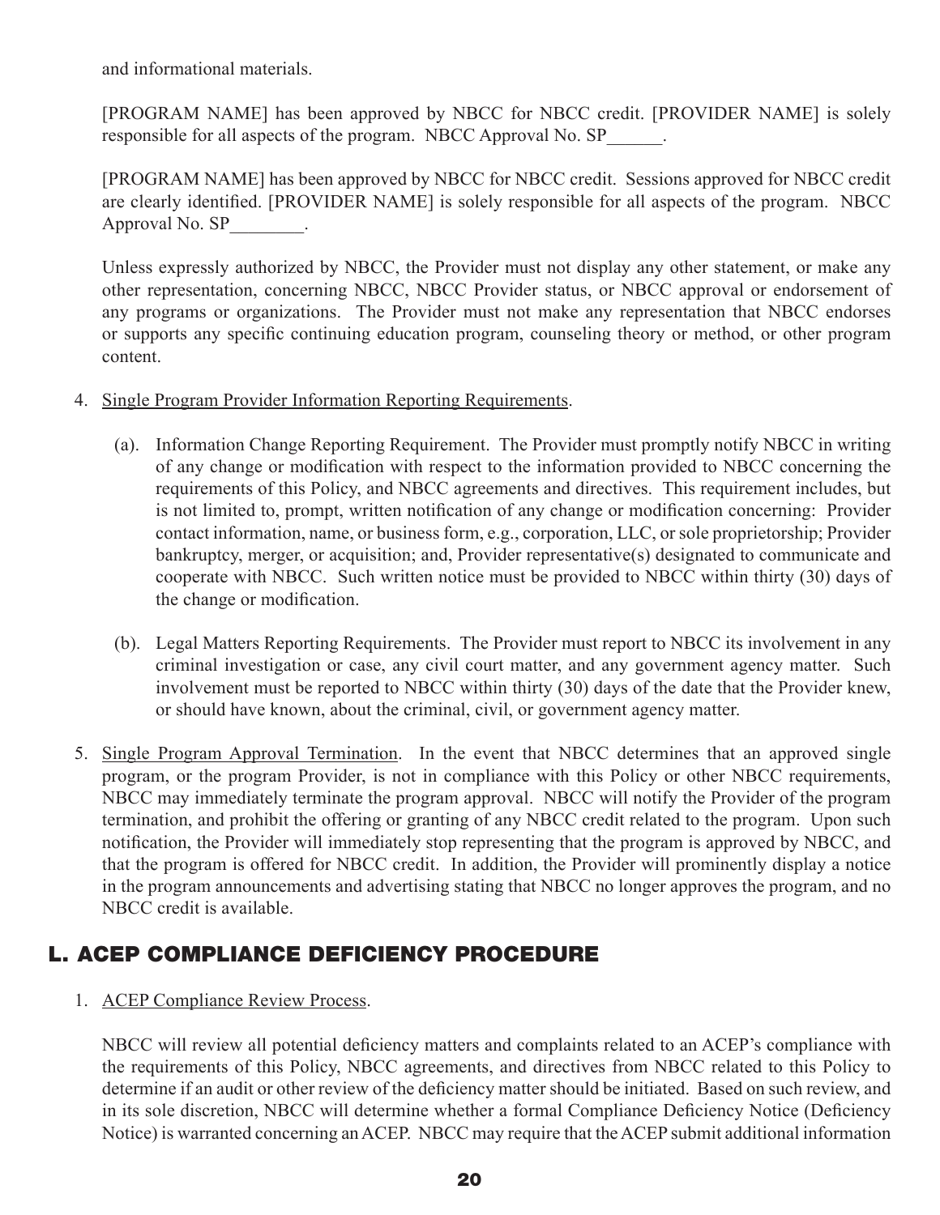and informational materials.

[PROGRAM NAME] has been approved by NBCC for NBCC credit. [PROVIDER NAME] is solely responsible for all aspects of the program. NBCC Approval No. SP______.

[PROGRAM NAME] has been approved by NBCC for NBCC credit. Sessions approved for NBCC credit are clearly identified. [PROVIDER NAME] is solely responsible for all aspects of the program. NBCC Approval No. SP________.

Unless expressly authorized by NBCC, the Provider must not display any other statement, or make any other representation, concerning NBCC, NBCC Provider status, or NBCC approval or endorsement of any programs or organizations. The Provider must not make any representation that NBCC endorses or supports any specific continuing education program, counseling theory or method, or other program content.

4. Single Program Provider Information Reporting Requirements.

   (a). Information Change Reporting Requirement. The Provider must promptly notify NBCC in writing of any change or modification with respect to the information provided to NBCC concerning the requirements of this Policy, and NBCC agreements and directives. This requirement includes, but is not limited to, prompt, written notification of any change or modification concerning: Provider contact information, name, or business form, e.g., corporation, LLC, or sole proprietorship; Provider bankruptcy, merger, or acquisition; and, Provider representative(s) designated to communicate and cooperate with NBCC. Such written notice must be provided to NBCC within thirty (30) days of the change or modification.

   (b). Legal Matters Reporting Requirements. The Provider must report to NBCC its involvement in any criminal investigation or case, any civil court matter, and any government agency matter. Such involvement must be reported to NBCC within thirty (30) days of the date that the Provider knew, or should have known, about the criminal, civil, or government agency matter.

5. Single Program Approval Termination. In the event that NBCC determines that an approved single program, or the program Provider, is not in compliance with this Policy or other NBCC requirements, NBCC may immediately terminate the program approval. NBCC will notify the Provider of the program termination, and prohibit the offering or granting of any NBCC credit related to the program. Upon such notification, the Provider will immediately stop representing that the program is approved by NBCC, and that the program is offered for NBCC credit. In addition, the Provider will prominently display a notice in the program announcements and advertising stating that NBCC no longer approves the program, and no NBCC credit is available.

## L. ACEP COMPLIANCE DEFICIENCY PROCEDURE

1. ACEP Compliance Review Process.

   NBCC will review all potential deficiency matters and complaints related to an ACEP's compliance with the requirements of this Policy, NBCC agreements, and directives from NBCC related to this Policy to determine if an audit or other review of the deficiency matter should be initiated. Based on such review, and in its sole discretion, NBCC will determine whether a formal Compliance Deficiency Notice (Deficiency Notice) is warranted concerning an ACEP. NBCC may require that the ACEP submit additional information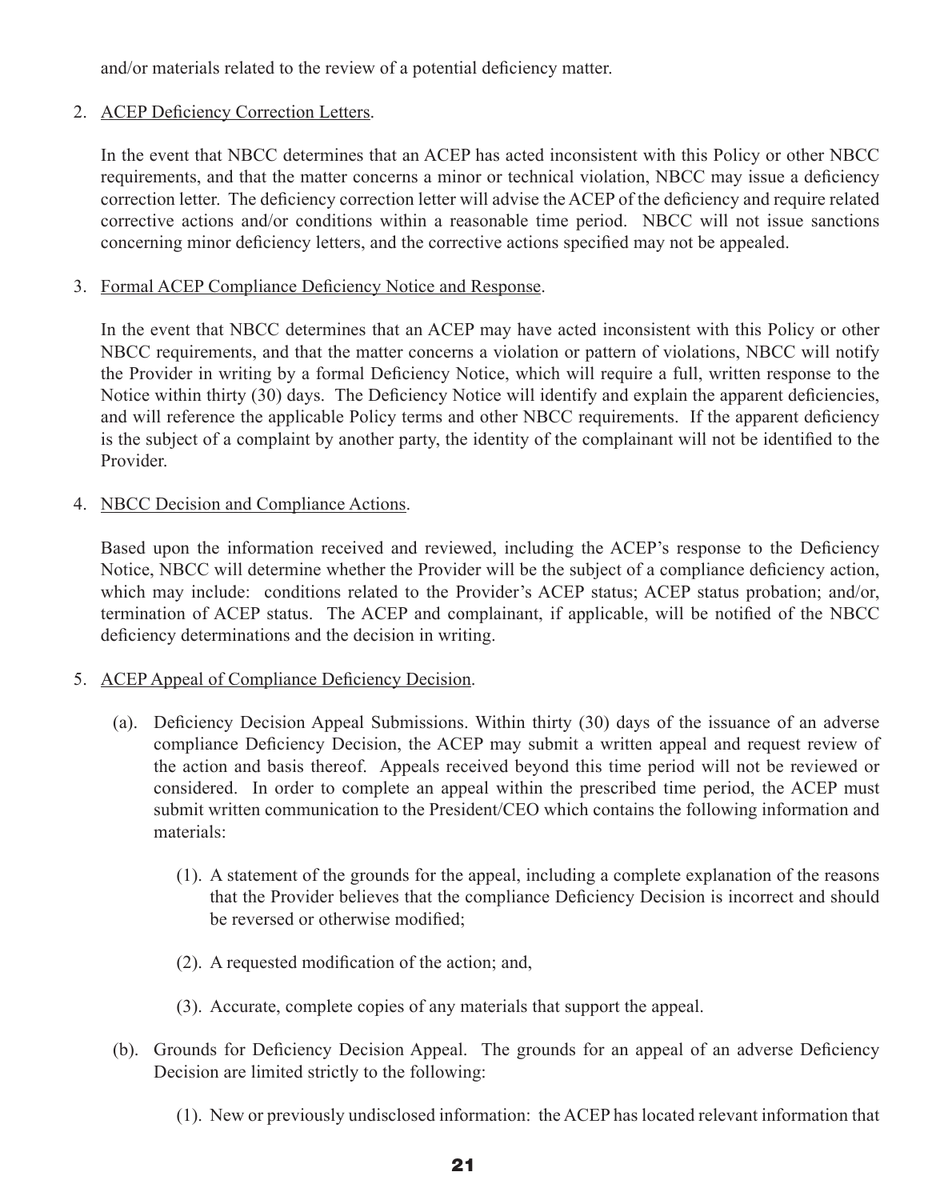and/or materials related to the review of a potential deficiency matter.

2. <u>ACEP Deficiency Correction Letters</u>.

   In the event that NBCC determines that an ACEP has acted inconsistent with this Policy or other NBCC requirements, and that the matter concerns a minor or technical violation, NBCC may issue a deficiency correction letter. The deficiency correction letter will advise the ACEP of the deficiency and require related corrective actions and/or conditions within a reasonable time period. NBCC will not issue sanctions concerning minor deficiency letters, and the corrective actions specified may not be appealed.

3. <u>Formal ACEP Compliance Deficiency Notice and Response</u>.

   In the event that NBCC determines that an ACEP may have acted inconsistent with this Policy or other NBCC requirements, and that the matter concerns a violation or pattern of violations, NBCC will notify the Provider in writing by a formal Deficiency Notice, which will require a full, written response to the Notice within thirty (30) days. The Deficiency Notice will identify and explain the apparent deficiencies, and will reference the applicable Policy terms and other NBCC requirements. If the apparent deficiency is the subject of a complaint by another party, the identity of the complainant will not be identified to the Provider.

4. <u>NBCC Decision and Compliance Actions</u>.

   Based upon the information received and reviewed, including the ACEP's response to the Deficiency Notice, NBCC will determine whether the Provider will be the subject of a compliance deficiency action, which may include: conditions related to the Provider's ACEP status; ACEP status probation; and/or, termination of ACEP status. The ACEP and complainant, if applicable, will be notified of the NBCC deficiency determinations and the decision in writing.

5. <u>ACEP Appeal of Compliance Deficiency Decision</u>.

   (a). Deficiency Decision Appeal Submissions. Within thirty (30) days of the issuance of an adverse compliance Deficiency Decision, the ACEP may submit a written appeal and request review of the action and basis thereof. Appeals received beyond this time period will not be reviewed or considered. In order to complete an appeal within the prescribed time period, the ACEP must submit written communication to the President/CEO which contains the following information and materials:

      (1). A statement of the grounds for the appeal, including a complete explanation of the reasons that the Provider believes that the compliance Deficiency Decision is incorrect and should be reversed or otherwise modified;

      (2). A requested modification of the action; and,

      (3). Accurate, complete copies of any materials that support the appeal.

   (b). Grounds for Deficiency Decision Appeal. The grounds for an appeal of an adverse Deficiency Decision are limited strictly to the following:

      (1). New or previously undisclosed information: the ACEP has located relevant information that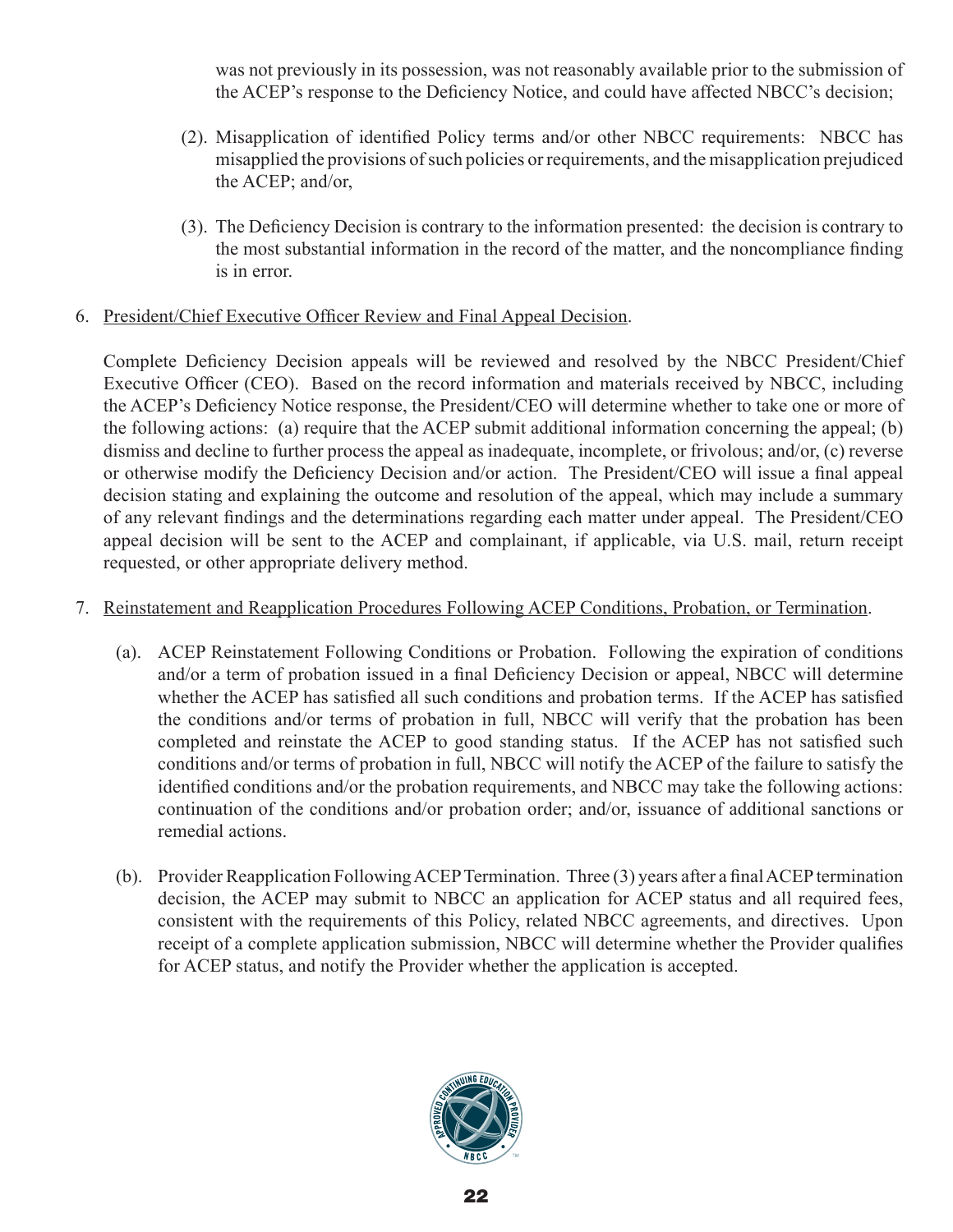was not previously in its possession, was not reasonably available prior to the submission of the ACEP's response to the Deficiency Notice, and could have affected NBCC's decision;

(2). Misapplication of identified Policy terms and/or other NBCC requirements: NBCC has misapplied the provisions of such policies or requirements, and the misapplication prejudiced the ACEP; and/or,

(3). The Deficiency Decision is contrary to the information presented: the decision is contrary to the most substantial information in the record of the matter, and the noncompliance finding is in error.

6. <u>President/Chief Executive Officer Review and Final Appeal Decision</u>.

Complete Deficiency Decision appeals will be reviewed and resolved by the NBCC President/Chief Executive Officer (CEO). Based on the record information and materials received by NBCC, including the ACEP's Deficiency Notice response, the President/CEO will determine whether to take one or more of the following actions: (a) require that the ACEP submit additional information concerning the appeal; (b) dismiss and decline to further process the appeal as inadequate, incomplete, or frivolous; and/or, (c) reverse or otherwise modify the Deficiency Decision and/or action. The President/CEO will issue a final appeal decision stating and explaining the outcome and resolution of the appeal, which may include a summary of any relevant findings and the determinations regarding each matter under appeal. The President/CEO appeal decision will be sent to the ACEP and complainant, if applicable, via U.S. mail, return receipt requested, or other appropriate delivery method.

7. <u>Reinstatement and Reapplication Procedures Following ACEP Conditions, Probation, or Termination</u>.

(a). ACEP Reinstatement Following Conditions or Probation. Following the expiration of conditions and/or a term of probation issued in a final Deficiency Decision or appeal, NBCC will determine whether the ACEP has satisfied all such conditions and probation terms. If the ACEP has satisfied the conditions and/or terms of probation in full, NBCC will verify that the probation has been completed and reinstate the ACEP to good standing status. If the ACEP has not satisfied such conditions and/or terms of probation in full, NBCC will notify the ACEP of the failure to satisfy the identified conditions and/or the probation requirements, and NBCC may take the following actions: continuation of the conditions and/or probation order; and/or, issuance of additional sanctions or remedial actions.

(b). Provider Reapplication Following ACEP Termination. Three (3) years after a final ACEP termination decision, the ACEP may submit to NBCC an application for ACEP status and all required fees, consistent with the requirements of this Policy, related NBCC agreements, and directives. Upon receipt of a complete application submission, NBCC will determine whether the Provider qualifies for ACEP status, and notify the Provider whether the application is accepted.